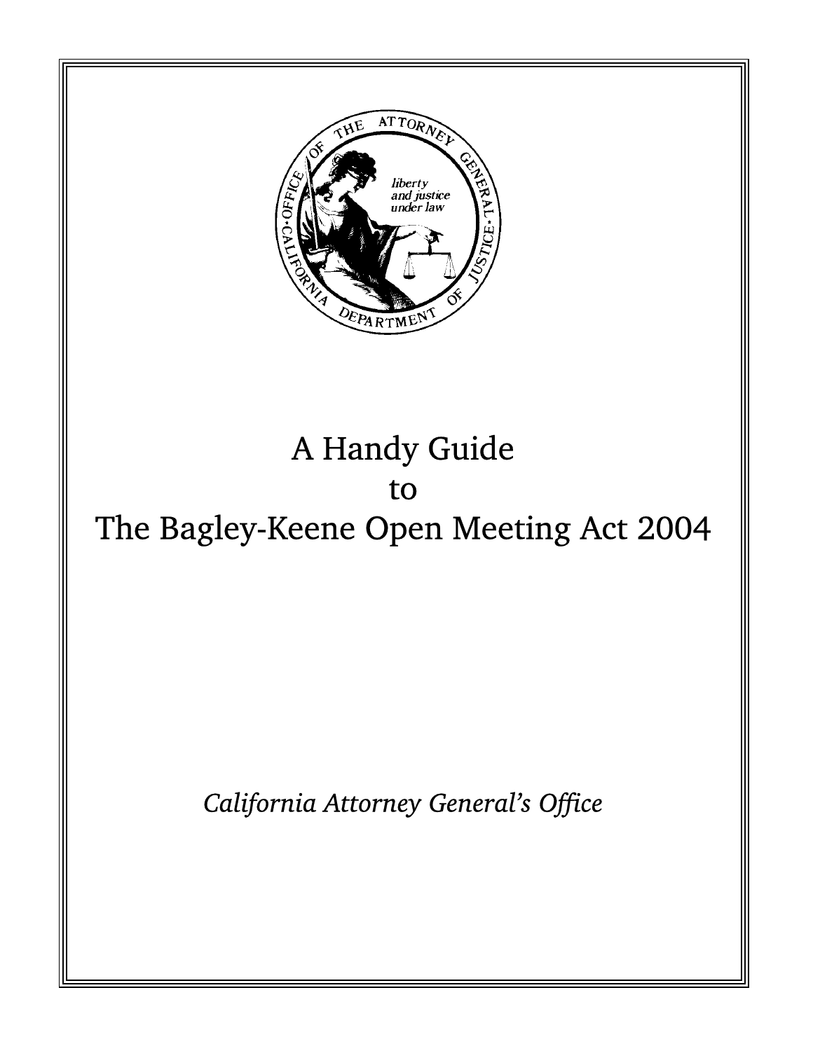# A Handy Guide to The Bagley-Keene Open Meeting Act 2004

*California Attorney General's Office*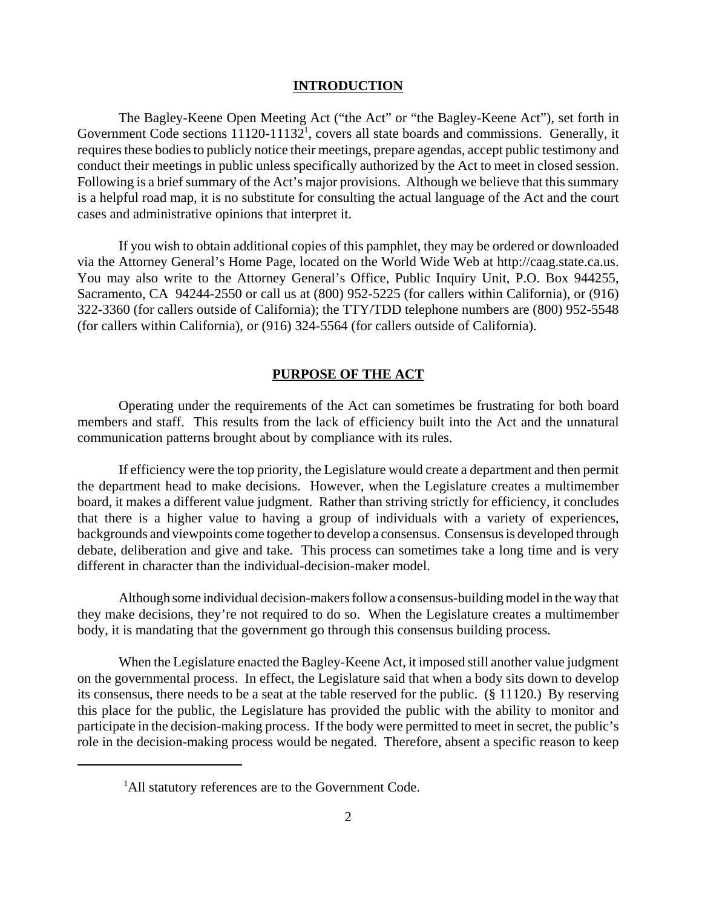## INTRODUCTION

The Bagley-Keene Open Meeting Act ("the Act" or "the Bagley-Keene Act"), set forth in Government Code sections 11120-11132[1], covers all state boards and commissions. Generally, it requires these bodies to publicly notice their meetings, prepare agendas, accept public testimony and conduct their meetings in public unless specifically authorized by the Act to meet in closed session. Following is a brief summary of the Act's major provisions. Although we believe that this summary is a helpful road map, it is no substitute for consulting the actual language of the Act and the court cases and administrative opinions that interpret it.

If you wish to obtain additional copies of this pamphlet, they may be ordered or downloaded via the Attorney General's Home Page, located on the World Wide Web at http://caag.state.ca.us. You may also write to the Attorney General's Office, Public Inquiry Unit, P.O. Box 944255, Sacramento, CA 94244-2550 or call us at (800) 952-5225 (for callers within California), or (916) 322-3360 (for callers outside of California); the TTY/TDD telephone numbers are (800) 952-5548 (for callers within California), or (916) 324-5564 (for callers outside of California).

## PURPOSE OF THE ACT

Operating under the requirements of the Act can sometimes be frustrating for both board members and staff. This results from the lack of efficiency built into the Act and the unnatural communication patterns brought about by compliance with its rules.

If efficiency were the top priority, the Legislature would create a department and then permit the department head to make decisions. However, when the Legislature creates a multimember board, it makes a different value judgment. Rather than striving strictly for efficiency, it concludes that there is a higher value to having a group of individuals with a variety of experiences, backgrounds and viewpoints come together to develop a consensus. Consensus is developed through debate, deliberation and give and take. This process can sometimes take a long time and is very different in character than the individual-decision-maker model.

Although some individual decision-makers follow a consensus-building model in the way that they make decisions, they're not required to do so. When the Legislature creates a multimember body, it is mandating that the government go through this consensus building process.

When the Legislature enacted the Bagley-Keene Act, it imposed still another value judgment on the governmental process. In effect, the Legislature said that when a body sits down to develop its consensus, there needs to be a seat at the table reserved for the public. (§ 11120.) By reserving this place for the public, the Legislature has provided the public with the ability to monitor and participate in the decision-making process. If the body were permitted to meet in secret, the public's role in the decision-making process would be negated. Therefore, absent a specific reason to keep

[1] All statutory references are to the Government Code.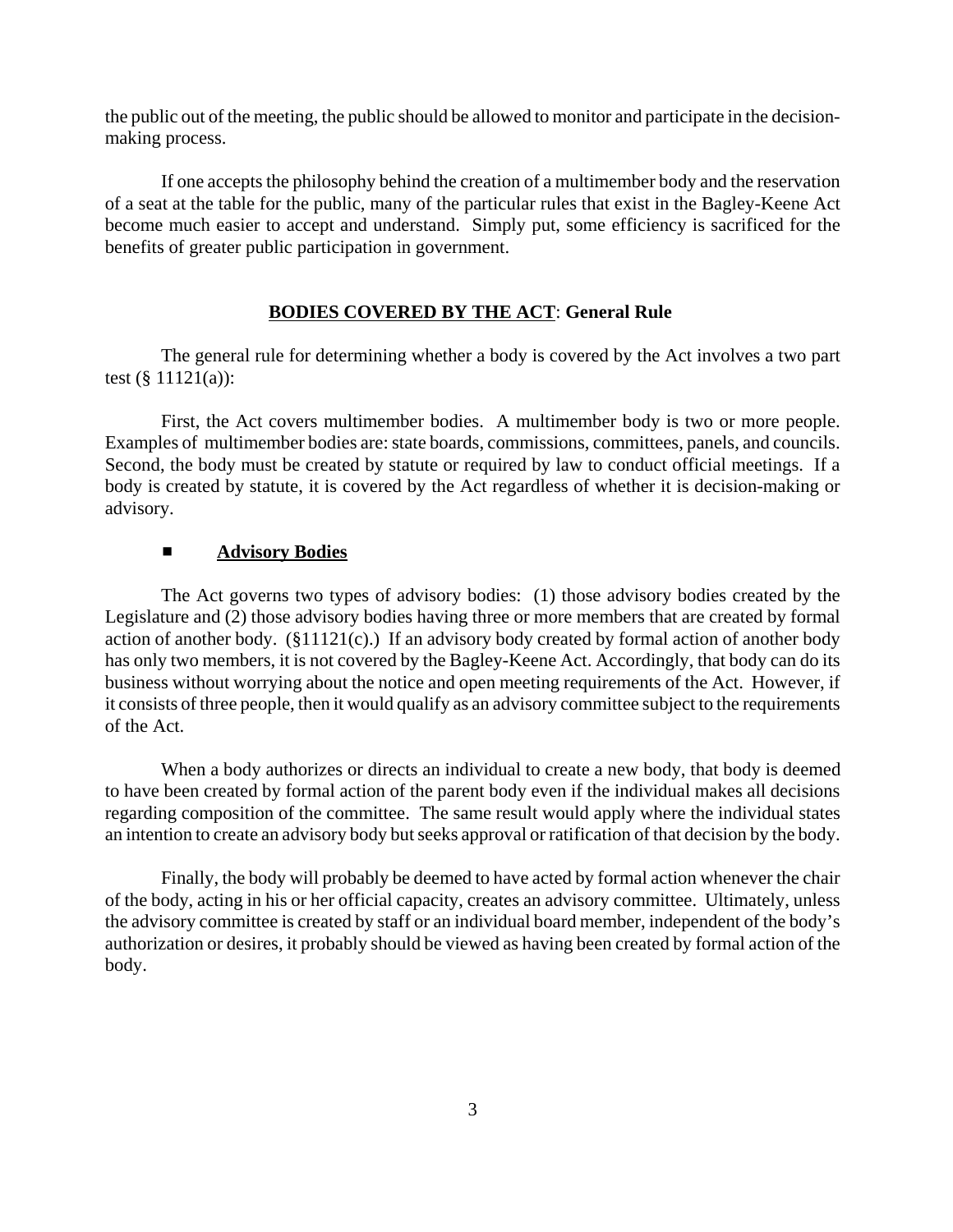the public out of the meeting, the public should be allowed to monitor and participate in the decision-making process.

If one accepts the philosophy behind the creation of a multimember body and the reservation of a seat at the table for the public, many of the particular rules that exist in the Bagley-Keene Act become much easier to accept and understand. Simply put, some efficiency is sacrificed for the benefits of greater public participation in government.

## **BODIES COVERED BY THE ACT**: General Rule

The general rule for determining whether a body is covered by the Act involves a two part test (§ 11121(a)):

First, the Act covers multimember bodies. A multimember body is two or more people. Examples of multimember bodies are: state boards, commissions, committees, panels, and councils. Second, the body must be created by statute or required by law to conduct official meetings. If a body is created by statute, it is covered by the Act regardless of whether it is decision-making or advisory.

- **Advisory Bodies**

The Act governs two types of advisory bodies: (1) those advisory bodies created by the Legislature and (2) those advisory bodies having three or more members that are created by formal action of another body. (§11121(c).) If an advisory body created by formal action of another body has only two members, it is not covered by the Bagley-Keene Act. Accordingly, that body can do its business without worrying about the notice and open meeting requirements of the Act. However, if it consists of three people, then it would qualify as an advisory committee subject to the requirements of the Act.

When a body authorizes or directs an individual to create a new body, that body is deemed to have been created by formal action of the parent body even if the individual makes all decisions regarding composition of the committee. The same result would apply where the individual states an intention to create an advisory body but seeks approval or ratification of that decision by the body.

Finally, the body will probably be deemed to have acted by formal action whenever the chair of the body, acting in his or her official capacity, creates an advisory committee. Ultimately, unless the advisory committee is created by staff or an individual board member, independent of the body's authorization or desires, it probably should be viewed as having been created by formal action of the body.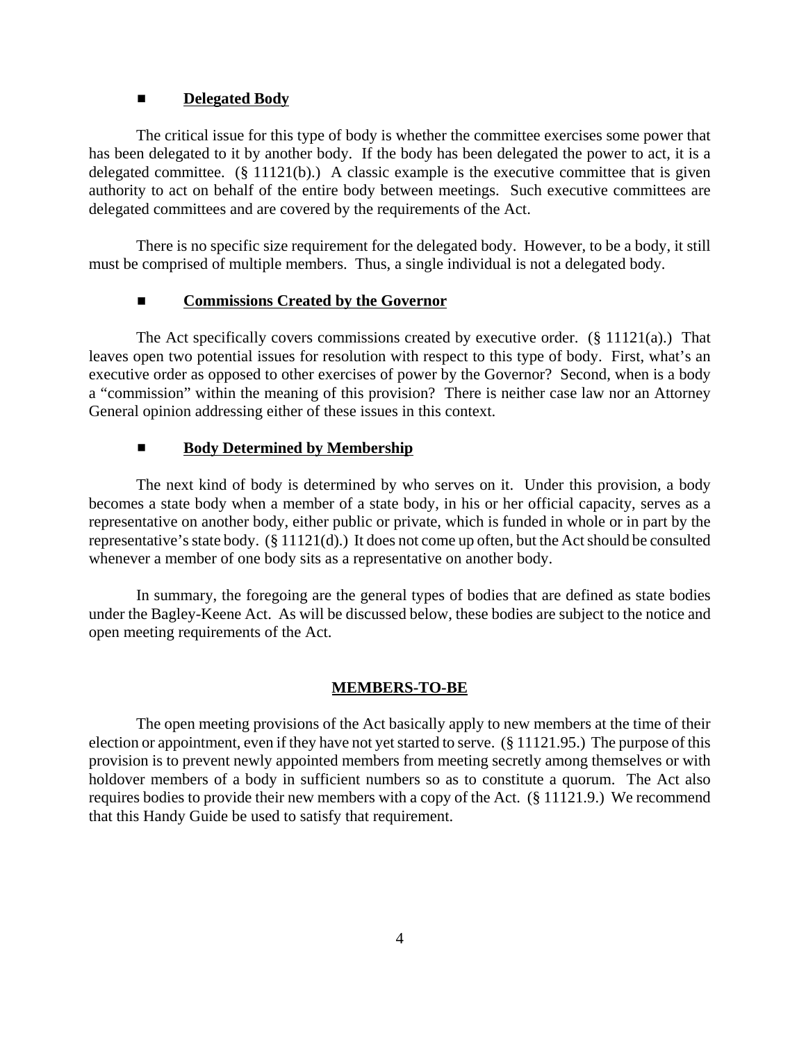- **Delegated Body**

The critical issue for this type of body is whether the committee exercises some power that has been delegated to it by another body. If the body has been delegated the power to act, it is a delegated committee. (§ 11121(b).) A classic example is the executive committee that is given authority to act on behalf of the entire body between meetings. Such executive committees are delegated committees and are covered by the requirements of the Act.

There is no specific size requirement for the delegated body. However, to be a body, it still must be comprised of multiple members. Thus, a single individual is not a delegated body.

- **Commissions Created by the Governor**

The Act specifically covers commissions created by executive order. (§ 11121(a).) That leaves open two potential issues for resolution with respect to this type of body. First, what's an executive order as opposed to other exercises of power by the Governor? Second, when is a body a "commission" within the meaning of this provision? There is neither case law nor an Attorney General opinion addressing either of these issues in this context.

- **Body Determined by Membership**

The next kind of body is determined by who serves on it. Under this provision, a body becomes a state body when a member of a state body, in his or her official capacity, serves as a representative on another body, either public or private, which is funded in whole or in part by the representative's state body. (§ 11121(d).) It does not come up often, but the Act should be consulted whenever a member of one body sits as a representative on another body.

In summary, the foregoing are the general types of bodies that are defined as state bodies under the Bagley-Keene Act. As will be discussed below, these bodies are subject to the notice and open meeting requirements of the Act.

## MEMBERS-TO-BE

The open meeting provisions of the Act basically apply to new members at the time of their election or appointment, even if they have not yet started to serve. (§ 11121.95.) The purpose of this provision is to prevent newly appointed members from meeting secretly among themselves or with holdover members of a body in sufficient numbers so as to constitute a quorum. The Act also requires bodies to provide their new members with a copy of the Act. (§ 11121.9.) We recommend that this Handy Guide be used to satisfy that requirement.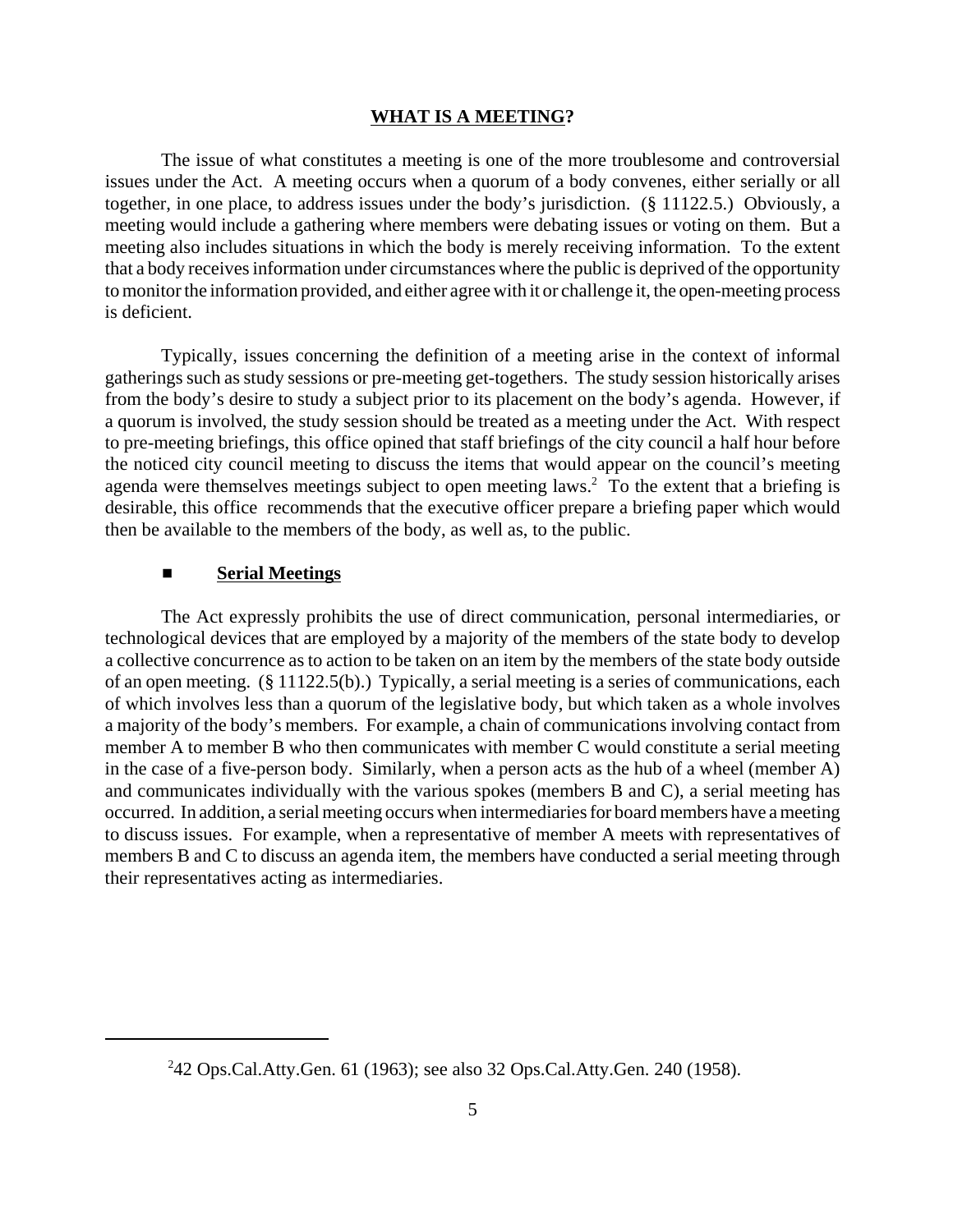## **WHAT IS A MEETING?**

The issue of what constitutes a meeting is one of the more troublesome and controversial issues under the Act. A meeting occurs when a quorum of a body convenes, either serially or all together, in one place, to address issues under the body's jurisdiction. (§ 11122.5.) Obviously, a meeting would include a gathering where members were debating issues or voting on them. But a meeting also includes situations in which the body is merely receiving information. To the extent that a body receives information under circumstances where the public is deprived of the opportunity to monitor the information provided, and either agree with it or challenge it, the open-meeting process is deficient.

Typically, issues concerning the definition of a meeting arise in the context of informal gatherings such as study sessions or pre-meeting get-togethers. The study session historically arises from the body's desire to study a subject prior to its placement on the body's agenda. However, if a quorum is involved, the study session should be treated as a meeting under the Act. With respect to pre-meeting briefings, this office opined that staff briefings of the city council a half hour before the noticed city council meeting to discuss the items that would appear on the council's meeting agenda were themselves meetings subject to open meeting laws.[2] To the extent that a briefing is desirable, this office recommends that the executive officer prepare a briefing paper which would then be available to the members of the body, as well as, to the public.

- **Serial Meetings**

The Act expressly prohibits the use of direct communication, personal intermediaries, or technological devices that are employed by a majority of the members of the state body to develop a collective concurrence as to action to be taken on an item by the members of the state body outside of an open meeting. (§ 11122.5(b).) Typically, a serial meeting is a series of communications, each of which involves less than a quorum of the legislative body, but which taken as a whole involves a majority of the body's members. For example, a chain of communications involving contact from member A to member B who then communicates with member C would constitute a serial meeting in the case of a five-person body. Similarly, when a person acts as the hub of a wheel (member A) and communicates individually with the various spokes (members B and C), a serial meeting has occurred. In addition, a serial meeting occurs when intermediaries for board members have a meeting to discuss issues. For example, when a representative of member A meets with representatives of members B and C to discuss an agenda item, the members have conducted a serial meeting through their representatives acting as intermediaries.

---

[2] 42 Ops.Cal.Atty.Gen. 61 (1963); see also 32 Ops.Cal.Atty.Gen. 240 (1958).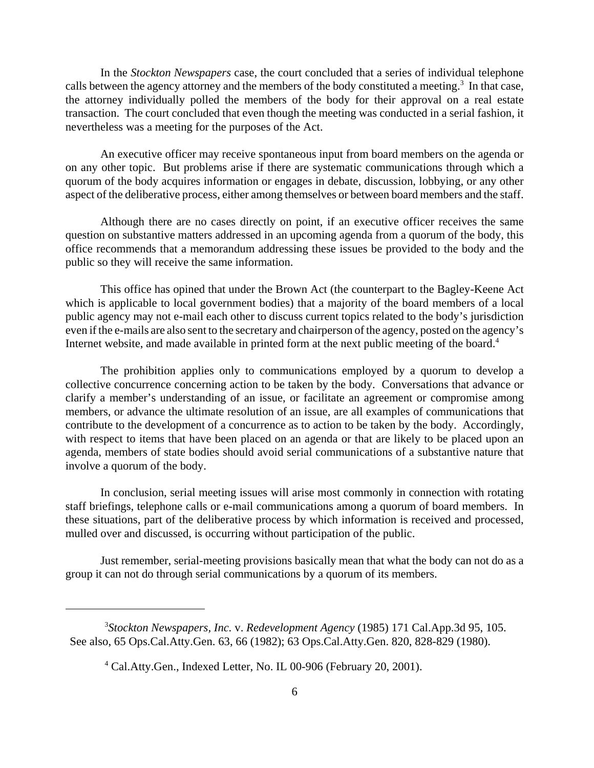In the *Stockton Newspapers* case, the court concluded that a series of individual telephone calls between the agency attorney and the members of the body constituted a meeting.[3] In that case, the attorney individually polled the members of the body for their approval on a real estate transaction. The court concluded that even though the meeting was conducted in a serial fashion, it nevertheless was a meeting for the purposes of the Act.

An executive officer may receive spontaneous input from board members on the agenda or on any other topic. But problems arise if there are systematic communications through which a quorum of the body acquires information or engages in debate, discussion, lobbying, or any other aspect of the deliberative process, either among themselves or between board members and the staff.

Although there are no cases directly on point, if an executive officer receives the same question on substantive matters addressed in an upcoming agenda from a quorum of the body, this office recommends that a memorandum addressing these issues be provided to the body and the public so they will receive the same information.

This office has opined that under the Brown Act (the counterpart to the Bagley-Keene Act which is applicable to local government bodies) that a majority of the board members of a local public agency may not e-mail each other to discuss current topics related to the body's jurisdiction even if the e-mails are also sent to the secretary and chairperson of the agency, posted on the agency's Internet website, and made available in printed form at the next public meeting of the board.[4]

The prohibition applies only to communications employed by a quorum to develop a collective concurrence concerning action to be taken by the body. Conversations that advance or clarify a member's understanding of an issue, or facilitate an agreement or compromise among members, or advance the ultimate resolution of an issue, are all examples of communications that contribute to the development of a concurrence as to action to be taken by the body. Accordingly, with respect to items that have been placed on an agenda or that are likely to be placed upon an agenda, members of state bodies should avoid serial communications of a substantive nature that involve a quorum of the body.

In conclusion, serial meeting issues will arise most commonly in connection with rotating staff briefings, telephone calls or e-mail communications among a quorum of board members. In these situations, part of the deliberative process by which information is received and processed, mulled over and discussed, is occurring without participation of the public.

Just remember, serial-meeting provisions basically mean that what the body can not do as a group it can not do through serial communications by a quorum of its members.

---

[3] *Stockton Newspapers, Inc.* v. *Redevelopment Agency* (1985) 171 Cal.App.3d 95, 105. See also, 65 Ops.Cal.Atty.Gen. 63, 66 (1982); 63 Ops.Cal.Atty.Gen. 820, 828-829 (1980).

[4] Cal.Atty.Gen., Indexed Letter, No. IL 00-906 (February 20, 2001).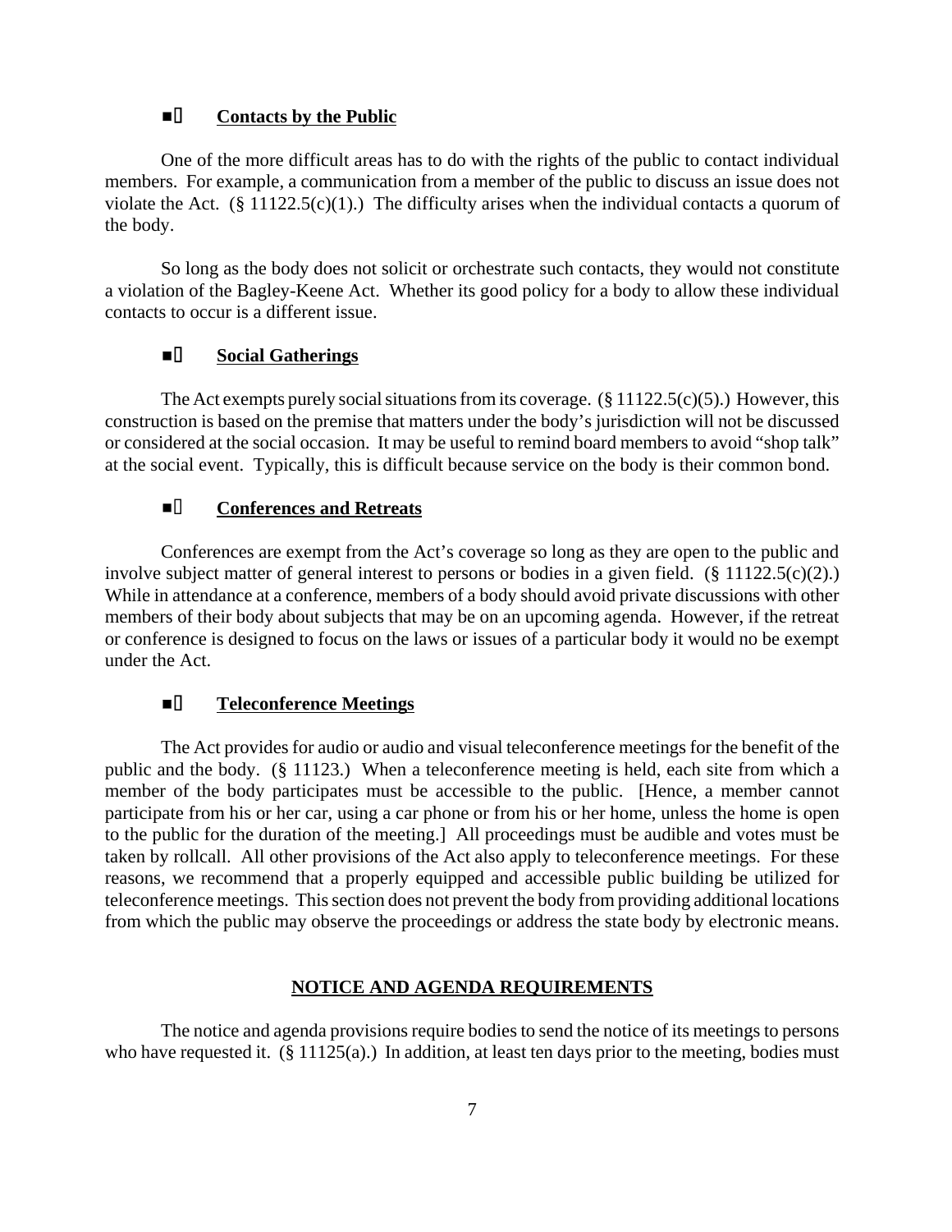■ **Contacts by the Public**

One of the more difficult areas has to do with the rights of the public to contact individual members. For example, a communication from a member of the public to discuss an issue does not violate the Act. (§ 11122.5(c)(1).) The difficulty arises when the individual contacts a quorum of the body.

So long as the body does not solicit or orchestrate such contacts, they would not constitute a violation of the Bagley-Keene Act. Whether its good policy for a body to allow these individual contacts to occur is a different issue.

■ **Social Gatherings**

The Act exempts purely social situations from its coverage. (§ 11122.5(c)(5).) However, this construction is based on the premise that matters under the body's jurisdiction will not be discussed or considered at the social occasion. It may be useful to remind board members to avoid "shop talk" at the social event. Typically, this is difficult because service on the body is their common bond.

■ **Conferences and Retreats**

Conferences are exempt from the Act's coverage so long as they are open to the public and involve subject matter of general interest to persons or bodies in a given field. (§ 11122.5(c)(2).) While in attendance at a conference, members of a body should avoid private discussions with other members of their body about subjects that may be on an upcoming agenda. However, if the retreat or conference is designed to focus on the laws or issues of a particular body it would no be exempt under the Act.

■ **Teleconference Meetings**

The Act provides for audio or audio and visual teleconference meetings for the benefit of the public and the body. (§ 11123.) When a teleconference meeting is held, each site from which a member of the body participates must be accessible to the public. [Hence, a member cannot participate from his or her car, using a car phone or from his or her home, unless the home is open to the public for the duration of the meeting.] All proceedings must be audible and votes must be taken by rollcall. All other provisions of the Act also apply to teleconference meetings. For these reasons, we recommend that a properly equipped and accessible public building be utilized for teleconference meetings. This section does not prevent the body from providing additional locations from which the public may observe the proceedings or address the state body by electronic means.

## NOTICE AND AGENDA REQUIREMENTS

The notice and agenda provisions require bodies to send the notice of its meetings to persons who have requested it. (§ 11125(a).) In addition, at least ten days prior to the meeting, bodies must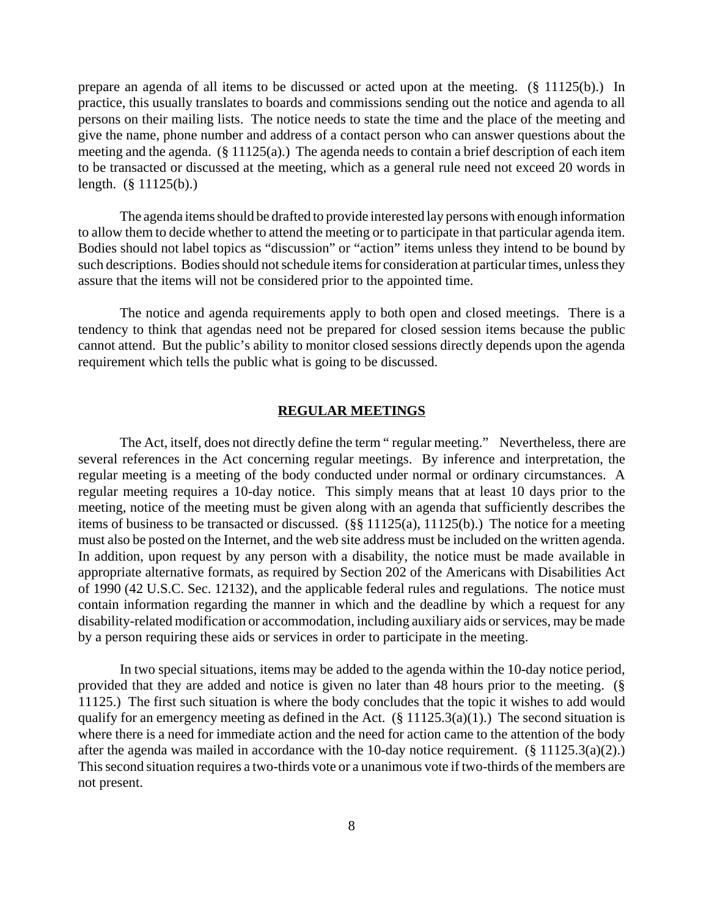prepare an agenda of all items to be discussed or acted upon at the meeting. (§ 11125(b).) In practice, this usually translates to boards and commissions sending out the notice and agenda to all persons on their mailing lists. The notice needs to state the time and the place of the meeting and give the name, phone number and address of a contact person who can answer questions about the meeting and the agenda. (§ 11125(a).) The agenda needs to contain a brief description of each item to be transacted or discussed at the meeting, which as a general rule need not exceed 20 words in length. (§ 11125(b).)

The agenda items should be drafted to provide interested lay persons with enough information to allow them to decide whether to attend the meeting or to participate in that particular agenda item. Bodies should not label topics as "discussion" or "action" items unless they intend to be bound by such descriptions. Bodies should not schedule items for consideration at particular times, unless they assure that the items will not be considered prior to the appointed time.

The notice and agenda requirements apply to both open and closed meetings. There is a tendency to think that agendas need not be prepared for closed session items because the public cannot attend. But the public's ability to monitor closed sessions directly depends upon the agenda requirement which tells the public what is going to be discussed.

## REGULAR MEETINGS

The Act, itself, does not directly define the term " regular meeting." Nevertheless, there are several references in the Act concerning regular meetings. By inference and interpretation, the regular meeting is a meeting of the body conducted under normal or ordinary circumstances. A regular meeting requires a 10-day notice. This simply means that at least 10 days prior to the meeting, notice of the meeting must be given along with an agenda that sufficiently describes the items of business to be transacted or discussed. (§§ 11125(a), 11125(b).) The notice for a meeting must also be posted on the Internet, and the web site address must be included on the written agenda. In addition, upon request by any person with a disability, the notice must be made available in appropriate alternative formats, as required by Section 202 of the Americans with Disabilities Act of 1990 (42 U.S.C. Sec. 12132), and the applicable federal rules and regulations. The notice must contain information regarding the manner in which and the deadline by which a request for any disability-related modification or accommodation, including auxiliary aids or services, may be made by a person requiring these aids or services in order to participate in the meeting.

In two special situations, items may be added to the agenda within the 10-day notice period, provided that they are added and notice is given no later than 48 hours prior to the meeting. (§ 11125.) The first such situation is where the body concludes that the topic it wishes to add would qualify for an emergency meeting as defined in the Act. (§ 11125.3(a)(1).) The second situation is where there is a need for immediate action and the need for action came to the attention of the body after the agenda was mailed in accordance with the 10-day notice requirement. (§ 11125.3(a)(2).) This second situation requires a two-thirds vote or a unanimous vote if two-thirds of the members are not present.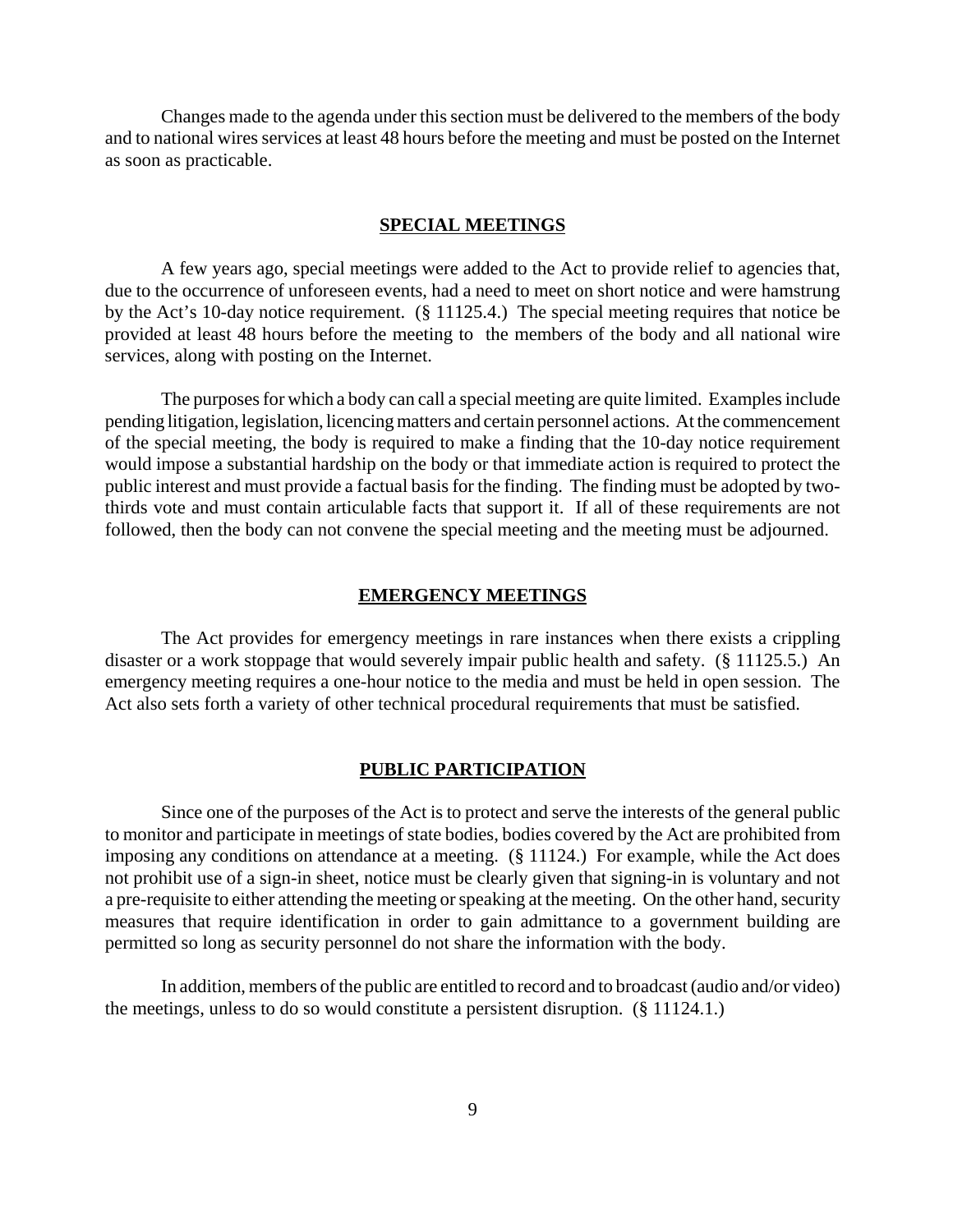Changes made to the agenda under this section must be delivered to the members of the body and to national wires services at least 48 hours before the meeting and must be posted on the Internet as soon as practicable.

## SPECIAL MEETINGS

A few years ago, special meetings were added to the Act to provide relief to agencies that, due to the occurrence of unforeseen events, had a need to meet on short notice and were hamstrung by the Act's 10-day notice requirement. (§ 11125.4.) The special meeting requires that notice be provided at least 48 hours before the meeting to the members of the body and all national wire services, along with posting on the Internet.

The purposes for which a body can call a special meeting are quite limited. Examples include pending litigation, legislation, licencing matters and certain personnel actions. At the commencement of the special meeting, the body is required to make a finding that the 10-day notice requirement would impose a substantial hardship on the body or that immediate action is required to protect the public interest and must provide a factual basis for the finding. The finding must be adopted by two-thirds vote and must contain articulable facts that support it. If all of these requirements are not followed, then the body can not convene the special meeting and the meeting must be adjourned.

## EMERGENCY MEETINGS

The Act provides for emergency meetings in rare instances when there exists a crippling disaster or a work stoppage that would severely impair public health and safety. (§ 11125.5.) An emergency meeting requires a one-hour notice to the media and must be held in open session. The Act also sets forth a variety of other technical procedural requirements that must be satisfied.

## PUBLIC PARTICIPATION

Since one of the purposes of the Act is to protect and serve the interests of the general public to monitor and participate in meetings of state bodies, bodies covered by the Act are prohibited from imposing any conditions on attendance at a meeting. (§ 11124.) For example, while the Act does not prohibit use of a sign-in sheet, notice must be clearly given that signing-in is voluntary and not a pre-requisite to either attending the meeting or speaking at the meeting. On the other hand, security measures that require identification in order to gain admittance to a government building are permitted so long as security personnel do not share the information with the body.

In addition, members of the public are entitled to record and to broadcast (audio and/or video) the meetings, unless to do so would constitute a persistent disruption. (§ 11124.1.)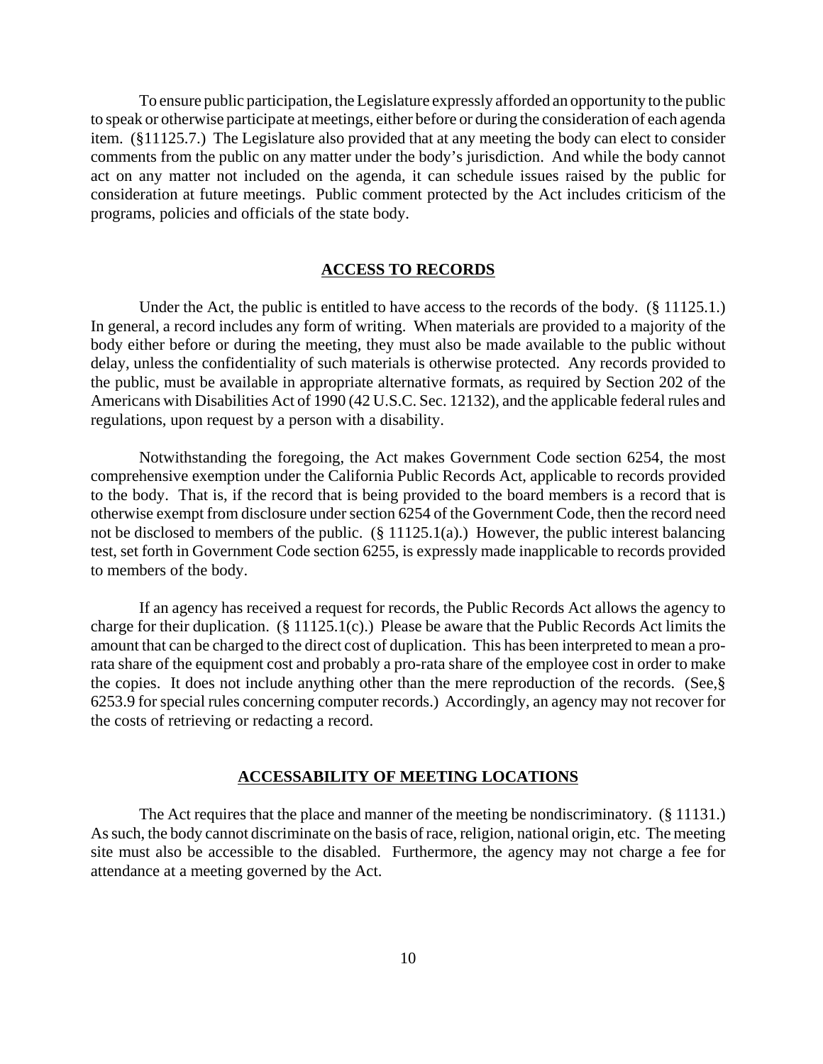To ensure public participation, the Legislature expressly afforded an opportunity to the public to speak or otherwise participate at meetings, either before or during the consideration of each agenda item. (§11125.7.) The Legislature also provided that at any meeting the body can elect to consider comments from the public on any matter under the body's jurisdiction. And while the body cannot act on any matter not included on the agenda, it can schedule issues raised by the public for consideration at future meetings. Public comment protected by the Act includes criticism of the programs, policies and officials of the state body.

## ACCESS TO RECORDS

Under the Act, the public is entitled to have access to the records of the body. (§ 11125.1.) In general, a record includes any form of writing. When materials are provided to a majority of the body either before or during the meeting, they must also be made available to the public without delay, unless the confidentiality of such materials is otherwise protected. Any records provided to the public, must be available in appropriate alternative formats, as required by Section 202 of the Americans with Disabilities Act of 1990 (42 U.S.C. Sec. 12132), and the applicable federal rules and regulations, upon request by a person with a disability.

Notwithstanding the foregoing, the Act makes Government Code section 6254, the most comprehensive exemption under the California Public Records Act, applicable to records provided to the body. That is, if the record that is being provided to the board members is a record that is otherwise exempt from disclosure under section 6254 of the Government Code, then the record need not be disclosed to members of the public. (§ 11125.1(a).) However, the public interest balancing test, set forth in Government Code section 6255, is expressly made inapplicable to records provided to members of the body.

If an agency has received a request for records, the Public Records Act allows the agency to charge for their duplication. (§ 11125.1(c).) Please be aware that the Public Records Act limits the amount that can be charged to the direct cost of duplication. This has been interpreted to mean a pro-rata share of the equipment cost and probably a pro-rata share of the employee cost in order to make the copies. It does not include anything other than the mere reproduction of the records. (See,§ 6253.9 for special rules concerning computer records.) Accordingly, an agency may not recover for the costs of retrieving or redacting a record.

## ACCESSABILITY OF MEETING LOCATIONS

The Act requires that the place and manner of the meeting be nondiscriminatory. (§ 11131.) As such, the body cannot discriminate on the basis of race, religion, national origin, etc. The meeting site must also be accessible to the disabled. Furthermore, the agency may not charge a fee for attendance at a meeting governed by the Act.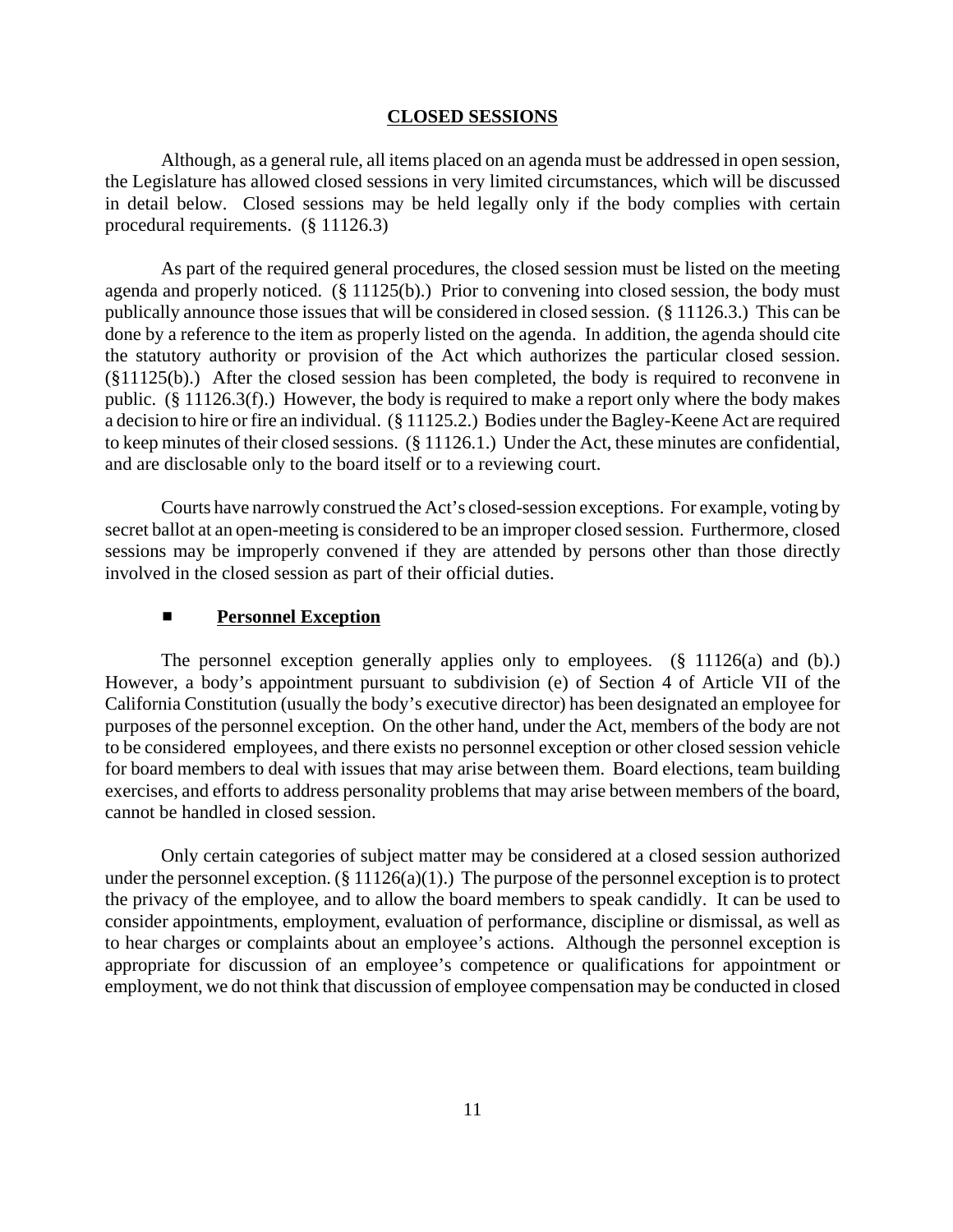## CLOSED SESSIONS

Although, as a general rule, all items placed on an agenda must be addressed in open session, the Legislature has allowed closed sessions in very limited circumstances, which will be discussed in detail below. Closed sessions may be held legally only if the body complies with certain procedural requirements. (§ 11126.3)

As part of the required general procedures, the closed session must be listed on the meeting agenda and properly noticed. (§ 11125(b).) Prior to convening into closed session, the body must publically announce those issues that will be considered in closed session. (§ 11126.3.) This can be done by a reference to the item as properly listed on the agenda. In addition, the agenda should cite the statutory authority or provision of the Act which authorizes the particular closed session. (§11125(b).) After the closed session has been completed, the body is required to reconvene in public. (§ 11126.3(f).) However, the body is required to make a report only where the body makes a decision to hire or fire an individual. (§ 11125.2.) Bodies under the Bagley-Keene Act are required to keep minutes of their closed sessions. (§ 11126.1.) Under the Act, these minutes are confidential, and are disclosable only to the board itself or to a reviewing court.

Courts have narrowly construed the Act's closed-session exceptions. For example, voting by secret ballot at an open-meeting is considered to be an improper closed session. Furthermore, closed sessions may be improperly convened if they are attended by persons other than those directly involved in the closed session as part of their official duties.

- **Personnel Exception**

The personnel exception generally applies only to employees. (§ 11126(a) and (b).) However, a body's appointment pursuant to subdivision (e) of Section 4 of Article VII of the California Constitution (usually the body's executive director) has been designated an employee for purposes of the personnel exception. On the other hand, under the Act, members of the body are not to be considered employees, and there exists no personnel exception or other closed session vehicle for board members to deal with issues that may arise between them. Board elections, team building exercises, and efforts to address personality problems that may arise between members of the board, cannot be handled in closed session.

Only certain categories of subject matter may be considered at a closed session authorized under the personnel exception. (§ 11126(a)(1).) The purpose of the personnel exception is to protect the privacy of the employee, and to allow the board members to speak candidly. It can be used to consider appointments, employment, evaluation of performance, discipline or dismissal, as well as to hear charges or complaints about an employee's actions. Although the personnel exception is appropriate for discussion of an employee's competence or qualifications for appointment or employment, we do not think that discussion of employee compensation may be conducted in closed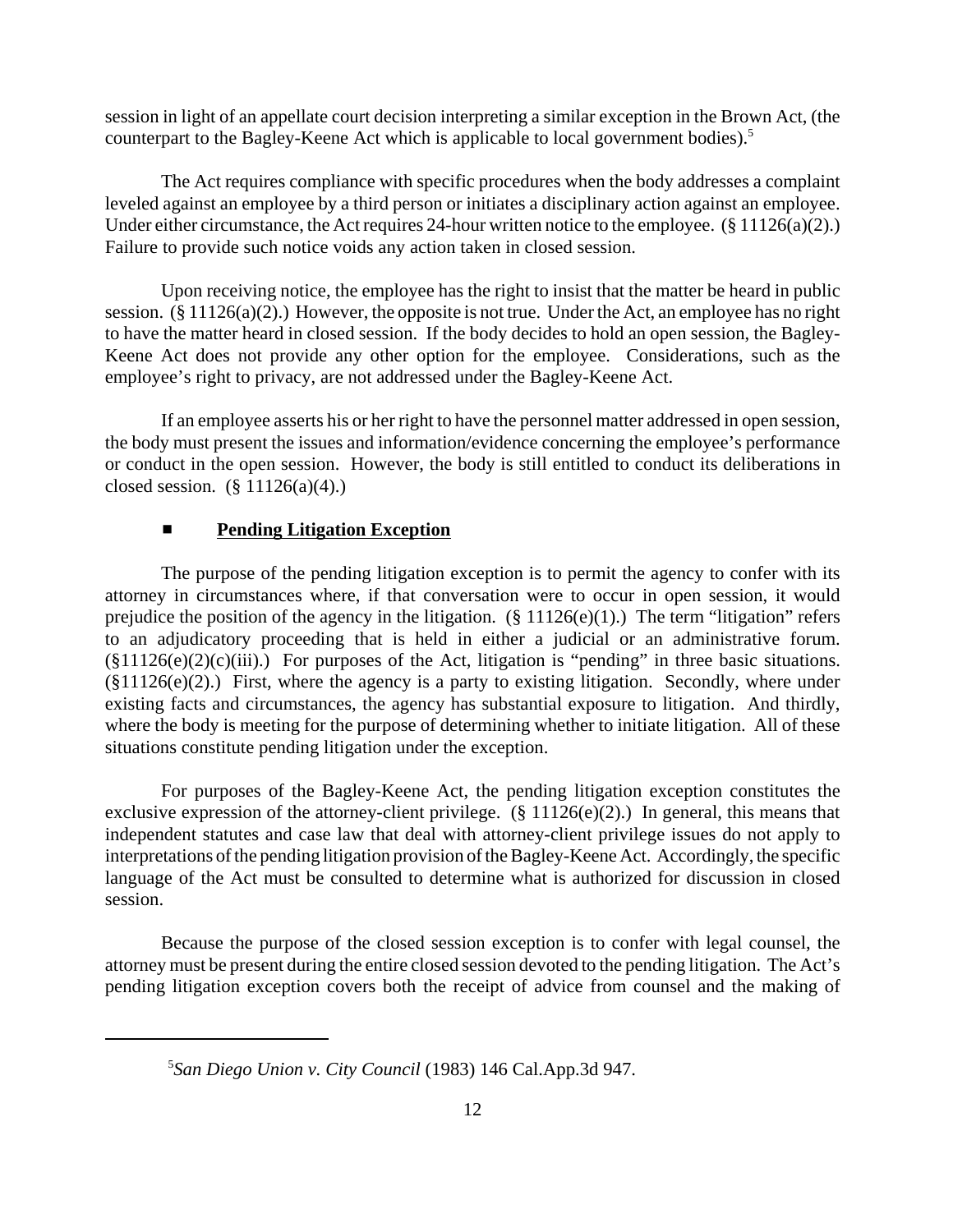session in light of an appellate court decision interpreting a similar exception in the Brown Act, (the counterpart to the Bagley-Keene Act which is applicable to local government bodies).[5]

The Act requires compliance with specific procedures when the body addresses a complaint leveled against an employee by a third person or initiates a disciplinary action against an employee. Under either circumstance, the Act requires 24-hour written notice to the employee. (§ 11126(a)(2).) Failure to provide such notice voids any action taken in closed session.

Upon receiving notice, the employee has the right to insist that the matter be heard in public session. (§ 11126(a)(2).) However, the opposite is not true. Under the Act, an employee has no right to have the matter heard in closed session. If the body decides to hold an open session, the Bagley-Keene Act does not provide any other option for the employee. Considerations, such as the employee's right to privacy, are not addressed under the Bagley-Keene Act.

If an employee asserts his or her right to have the personnel matter addressed in open session, the body must present the issues and information/evidence concerning the employee's performance or conduct in the open session. However, the body is still entitled to conduct its deliberations in closed session. (§ 11126(a)(4).)

- **Pending Litigation Exception**

The purpose of the pending litigation exception is to permit the agency to confer with its attorney in circumstances where, if that conversation were to occur in open session, it would prejudice the position of the agency in the litigation. (§ 11126(e)(1).) The term "litigation" refers to an adjudicatory proceeding that is held in either a judicial or an administrative forum. (§11126(e)(2)(c)(iii).) For purposes of the Act, litigation is "pending" in three basic situations. (§11126(e)(2).) First, where the agency is a party to existing litigation. Secondly, where under existing facts and circumstances, the agency has substantial exposure to litigation. And thirdly, where the body is meeting for the purpose of determining whether to initiate litigation. All of these situations constitute pending litigation under the exception.

For purposes of the Bagley-Keene Act, the pending litigation exception constitutes the exclusive expression of the attorney-client privilege. (§ 11126(e)(2).) In general, this means that independent statutes and case law that deal with attorney-client privilege issues do not apply to interpretations of the pending litigation provision of the Bagley-Keene Act. Accordingly, the specific language of the Act must be consulted to determine what is authorized for discussion in closed session.

Because the purpose of the closed session exception is to confer with legal counsel, the attorney must be present during the entire closed session devoted to the pending litigation. The Act's pending litigation exception covers both the receipt of advice from counsel and the making of

---

[5] *San Diego Union v. City Council* (1983) 146 Cal.App.3d 947.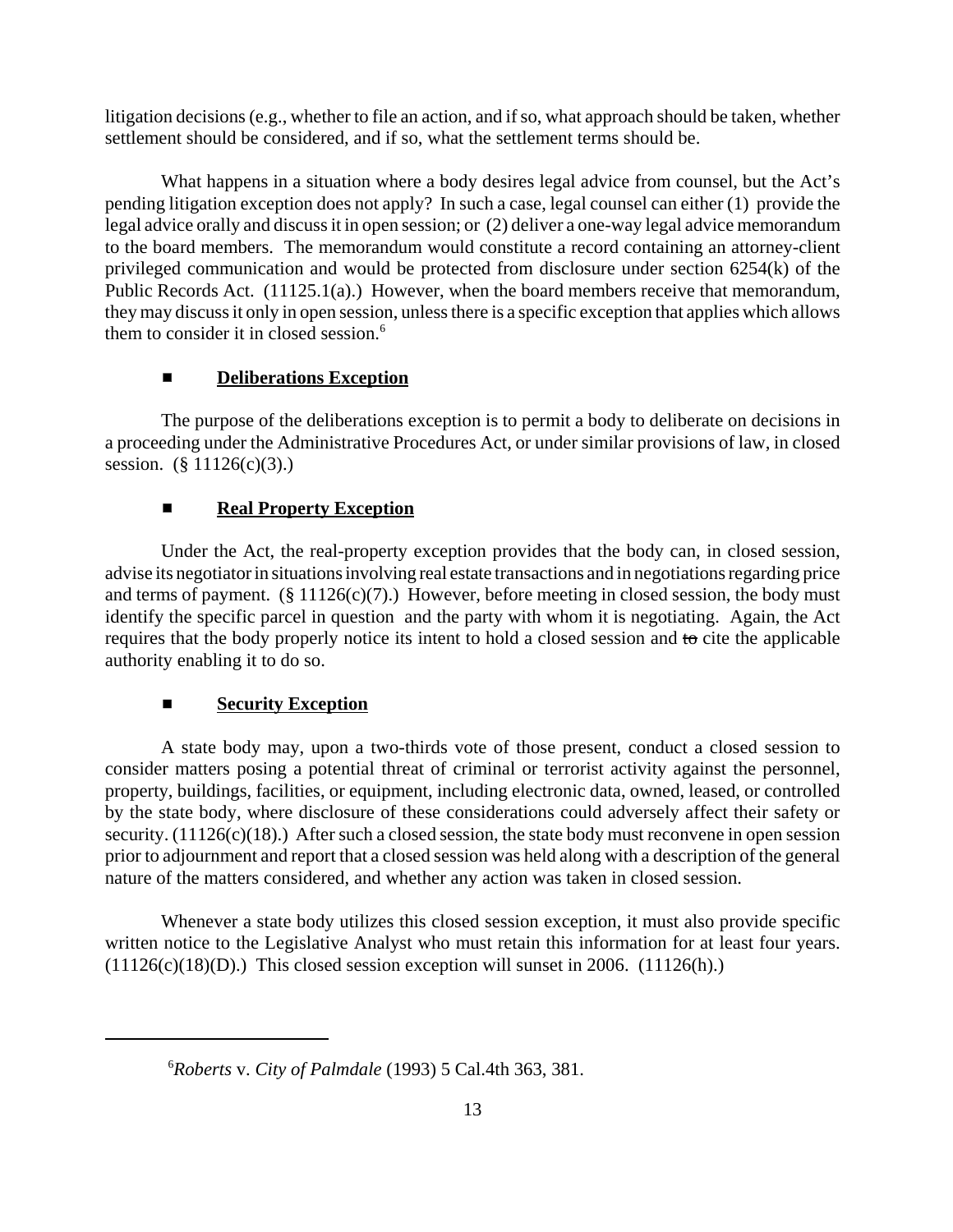litigation decisions (e.g., whether to file an action, and if so, what approach should be taken, whether settlement should be considered, and if so, what the settlement terms should be.

What happens in a situation where a body desires legal advice from counsel, but the Act's pending litigation exception does not apply? In such a case, legal counsel can either (1) provide the legal advice orally and discuss it in open session; or (2) deliver a one-way legal advice memorandum to the board members. The memorandum would constitute a record containing an attorney-client privileged communication and would be protected from disclosure under section 6254(k) of the Public Records Act. (11125.1(a).) However, when the board members receive that memorandum, they may discuss it only in open session, unless there is a specific exception that applies which allows them to consider it in closed session.[6]

- **Deliberations Exception**

The purpose of the deliberations exception is to permit a body to deliberate on decisions in a proceeding under the Administrative Procedures Act, or under similar provisions of law, in closed session. (§ 11126(c)(3).)

- **Real Property Exception**

Under the Act, the real-property exception provides that the body can, in closed session, advise its negotiator in situations involving real estate transactions and in negotiations regarding price and terms of payment. (§ 11126(c)(7).) However, before meeting in closed session, the body must identify the specific parcel in question and the party with whom it is negotiating. Again, the Act requires that the body properly notice its intent to hold a closed session and ~~to~~ cite the applicable authority enabling it to do so.

- **Security Exception**

A state body may, upon a two-thirds vote of those present, conduct a closed session to consider matters posing a potential threat of criminal or terrorist activity against the personnel, property, buildings, facilities, or equipment, including electronic data, owned, leased, or controlled by the state body, where disclosure of these considerations could adversely affect their safety or security. (11126(c)(18).) After such a closed session, the state body must reconvene in open session prior to adjournment and report that a closed session was held along with a description of the general nature of the matters considered, and whether any action was taken in closed session.

Whenever a state body utilizes this closed session exception, it must also provide specific written notice to the Legislative Analyst who must retain this information for at least four years. (11126(c)(18)(D).) This closed session exception will sunset in 2006. (11126(h).)

---

[6] *Roberts* v. *City of Palmdale* (1993) 5 Cal.4th 363, 381.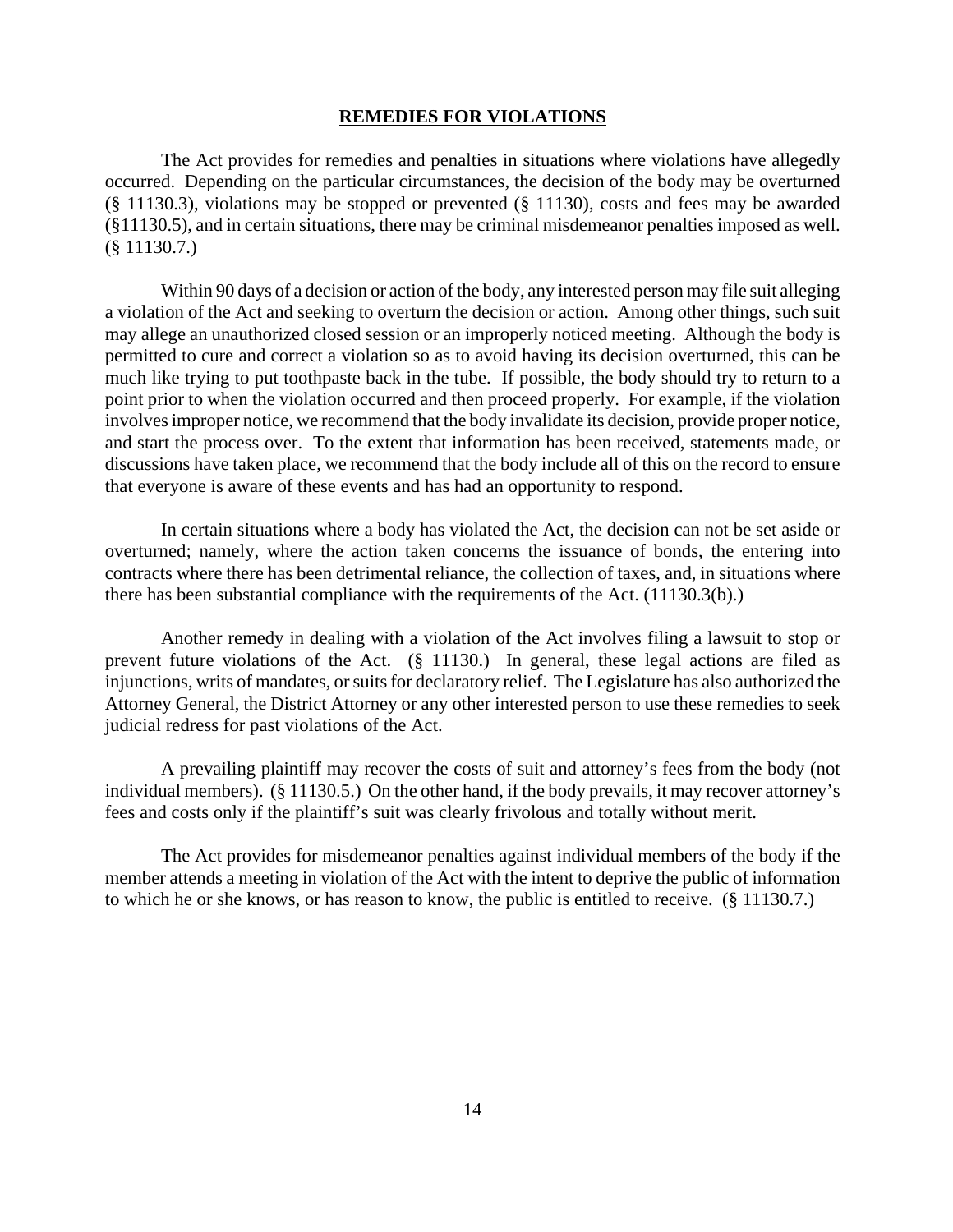## REMEDIES FOR VIOLATIONS

The Act provides for remedies and penalties in situations where violations have allegedly occurred. Depending on the particular circumstances, the decision of the body may be overturned (§ 11130.3), violations may be stopped or prevented (§ 11130), costs and fees may be awarded (§11130.5), and in certain situations, there may be criminal misdemeanor penalties imposed as well. (§ 11130.7.)

Within 90 days of a decision or action of the body, any interested person may file suit alleging a violation of the Act and seeking to overturn the decision or action. Among other things, such suit may allege an unauthorized closed session or an improperly noticed meeting. Although the body is permitted to cure and correct a violation so as to avoid having its decision overturned, this can be much like trying to put toothpaste back in the tube. If possible, the body should try to return to a point prior to when the violation occurred and then proceed properly. For example, if the violation involves improper notice, we recommend that the body invalidate its decision, provide proper notice, and start the process over. To the extent that information has been received, statements made, or discussions have taken place, we recommend that the body include all of this on the record to ensure that everyone is aware of these events and has had an opportunity to respond.

In certain situations where a body has violated the Act, the decision can not be set aside or overturned; namely, where the action taken concerns the issuance of bonds, the entering into contracts where there has been detrimental reliance, the collection of taxes, and, in situations where there has been substantial compliance with the requirements of the Act. (11130.3(b).)

Another remedy in dealing with a violation of the Act involves filing a lawsuit to stop or prevent future violations of the Act. (§ 11130.) In general, these legal actions are filed as injunctions, writs of mandates, or suits for declaratory relief. The Legislature has also authorized the Attorney General, the District Attorney or any other interested person to use these remedies to seek judicial redress for past violations of the Act.

A prevailing plaintiff may recover the costs of suit and attorney's fees from the body (not individual members). (§ 11130.5.) On the other hand, if the body prevails, it may recover attorney's fees and costs only if the plaintiff's suit was clearly frivolous and totally without merit.

The Act provides for misdemeanor penalties against individual members of the body if the member attends a meeting in violation of the Act with the intent to deprive the public of information to which he or she knows, or has reason to know, the public is entitled to receive. (§ 11130.7.)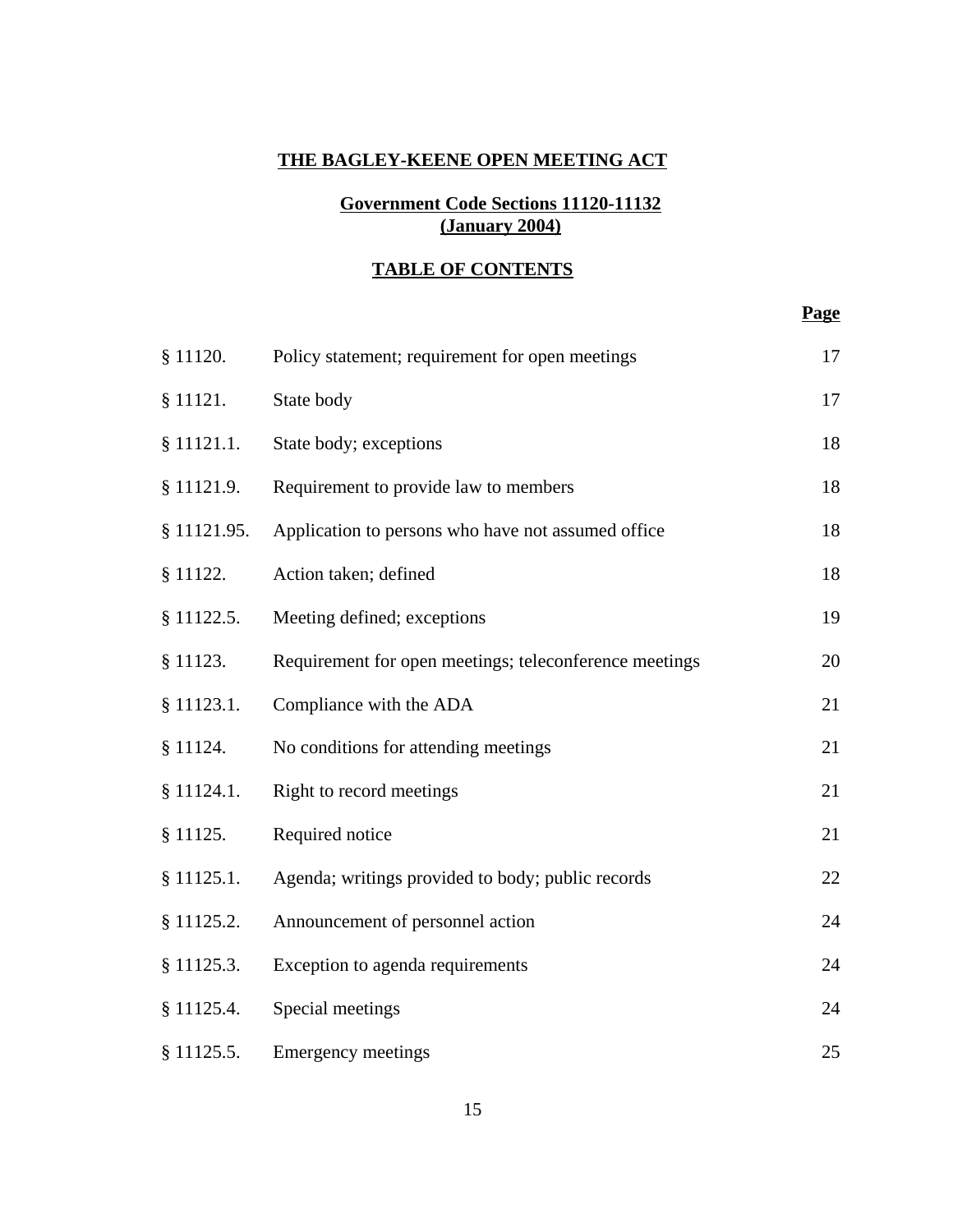# THE BAGLEY-KEENE OPEN MEETING ACT

## Government Code Sections 11120-11132
## (January 2004)

## TABLE OF CONTENTS

| | | Page |
|---|---|---|
| § 11120. | Policy statement; requirement for open meetings | 17 |
| § 11121. | State body | 17 |
| § 11121.1. | State body; exceptions | 18 |
| § 11121.9. | Requirement to provide law to members | 18 |
| § 11121.95. | Application to persons who have not assumed office | 18 |
| § 11122. | Action taken; defined | 18 |
| § 11122.5. | Meeting defined; exceptions | 19 |
| § 11123. | Requirement for open meetings; teleconference meetings | 20 |
| § 11123.1. | Compliance with the ADA | 21 |
| § 11124. | No conditions for attending meetings | 21 |
| § 11124.1. | Right to record meetings | 21 |
| § 11125. | Required notice | 21 |
| § 11125.1. | Agenda; writings provided to body; public records | 22 |
| § 11125.2. | Announcement of personnel action | 24 |
| § 11125.3. | Exception to agenda requirements | 24 |
| § 11125.4. | Special meetings | 24 |
| § 11125.5. | Emergency meetings | 25 |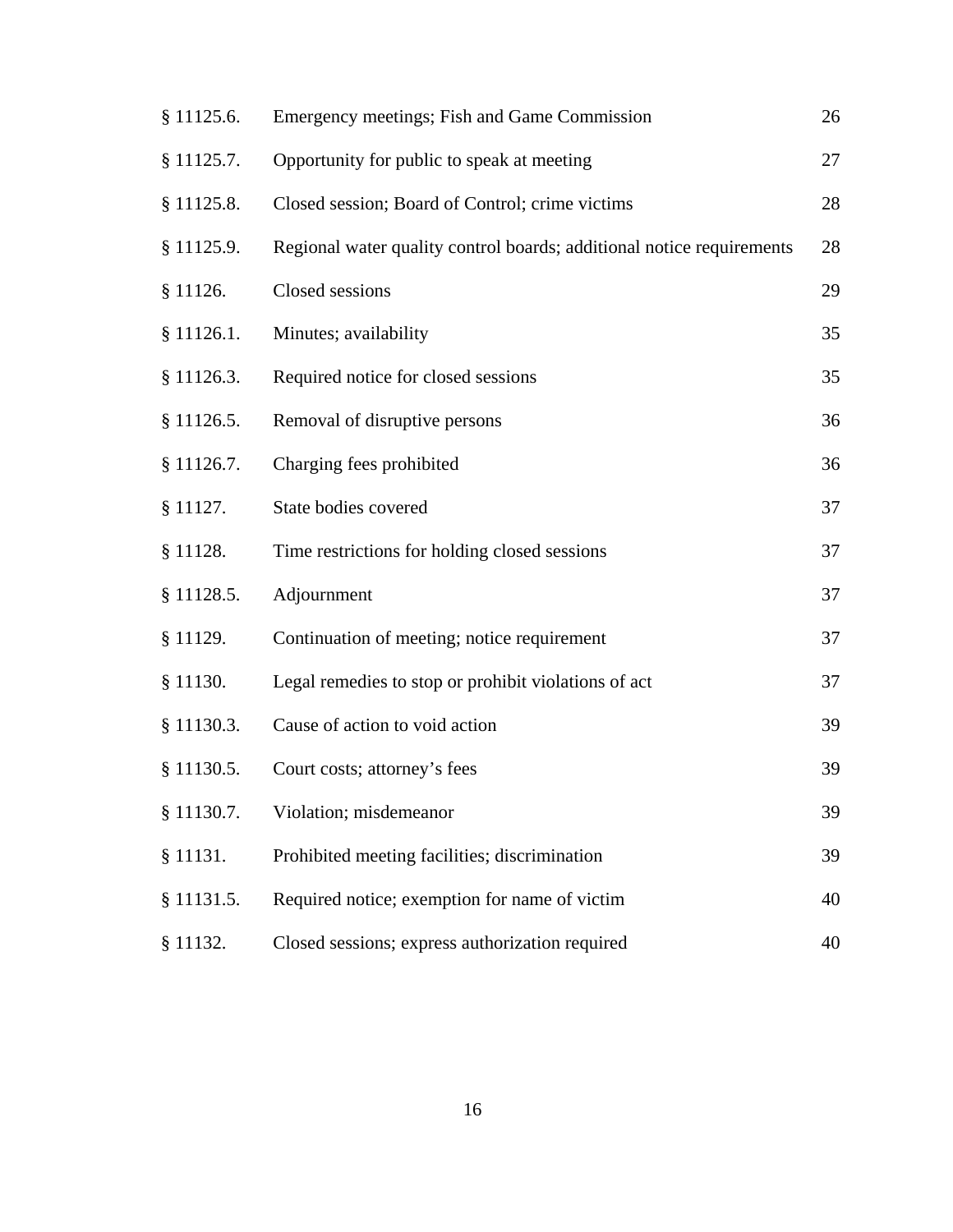| | | |
|---|---|---|
| § 11125.6. | Emergency meetings; Fish and Game Commission | 26 |
| § 11125.7. | Opportunity for public to speak at meeting | 27 |
| § 11125.8. | Closed session; Board of Control; crime victims | 28 |
| § 11125.9. | Regional water quality control boards; additional notice requirements | 28 |
| § 11126. | Closed sessions | 29 |
| § 11126.1. | Minutes; availability | 35 |
| § 11126.3. | Required notice for closed sessions | 35 |
| § 11126.5. | Removal of disruptive persons | 36 |
| § 11126.7. | Charging fees prohibited | 36 |
| § 11127. | State bodies covered | 37 |
| § 11128. | Time restrictions for holding closed sessions | 37 |
| § 11128.5. | Adjournment | 37 |
| § 11129. | Continuation of meeting; notice requirement | 37 |
| § 11130. | Legal remedies to stop or prohibit violations of act | 37 |
| § 11130.3. | Cause of action to void action | 39 |
| § 11130.5. | Court costs; attorney's fees | 39 |
| § 11130.7. | Violation; misdemeanor | 39 |
| § 11131. | Prohibited meeting facilities; discrimination | 39 |
| § 11131.5. | Required notice; exemption for name of victim | 40 |
| § 11132. | Closed sessions; express authorization required | 40 |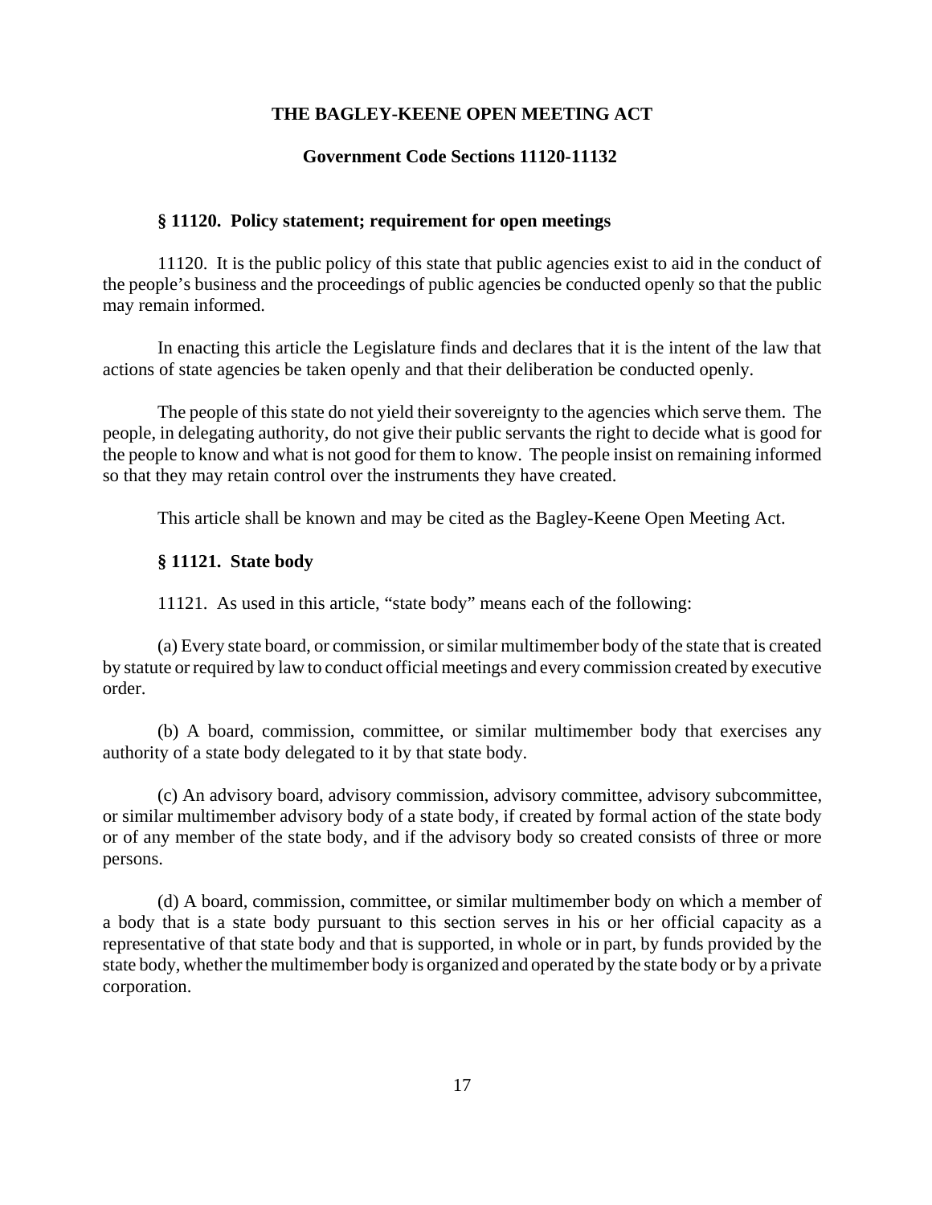# THE BAGLEY-KEENE OPEN MEETING ACT

## Government Code Sections 11120-11132

### § 11120. Policy statement; requirement for open meetings

11120. It is the public policy of this state that public agencies exist to aid in the conduct of the people's business and the proceedings of public agencies be conducted openly so that the public may remain informed.

In enacting this article the Legislature finds and declares that it is the intent of the law that actions of state agencies be taken openly and that their deliberation be conducted openly.

The people of this state do not yield their sovereignty to the agencies which serve them. The people, in delegating authority, do not give their public servants the right to decide what is good for the people to know and what is not good for them to know. The people insist on remaining informed so that they may retain control over the instruments they have created.

This article shall be known and may be cited as the Bagley-Keene Open Meeting Act.

### § 11121. State body

11121. As used in this article, "state body" means each of the following:

(a) Every state board, or commission, or similar multimember body of the state that is created by statute or required by law to conduct official meetings and every commission created by executive order.

(b) A board, commission, committee, or similar multimember body that exercises any authority of a state body delegated to it by that state body.

(c) An advisory board, advisory commission, advisory committee, advisory subcommittee, or similar multimember advisory body of a state body, if created by formal action of the state body or of any member of the state body, and if the advisory body so created consists of three or more persons.

(d) A board, commission, committee, or similar multimember body on which a member of a body that is a state body pursuant to this section serves in his or her official capacity as a representative of that state body and that is supported, in whole or in part, by funds provided by the state body, whether the multimember body is organized and operated by the state body or by a private corporation.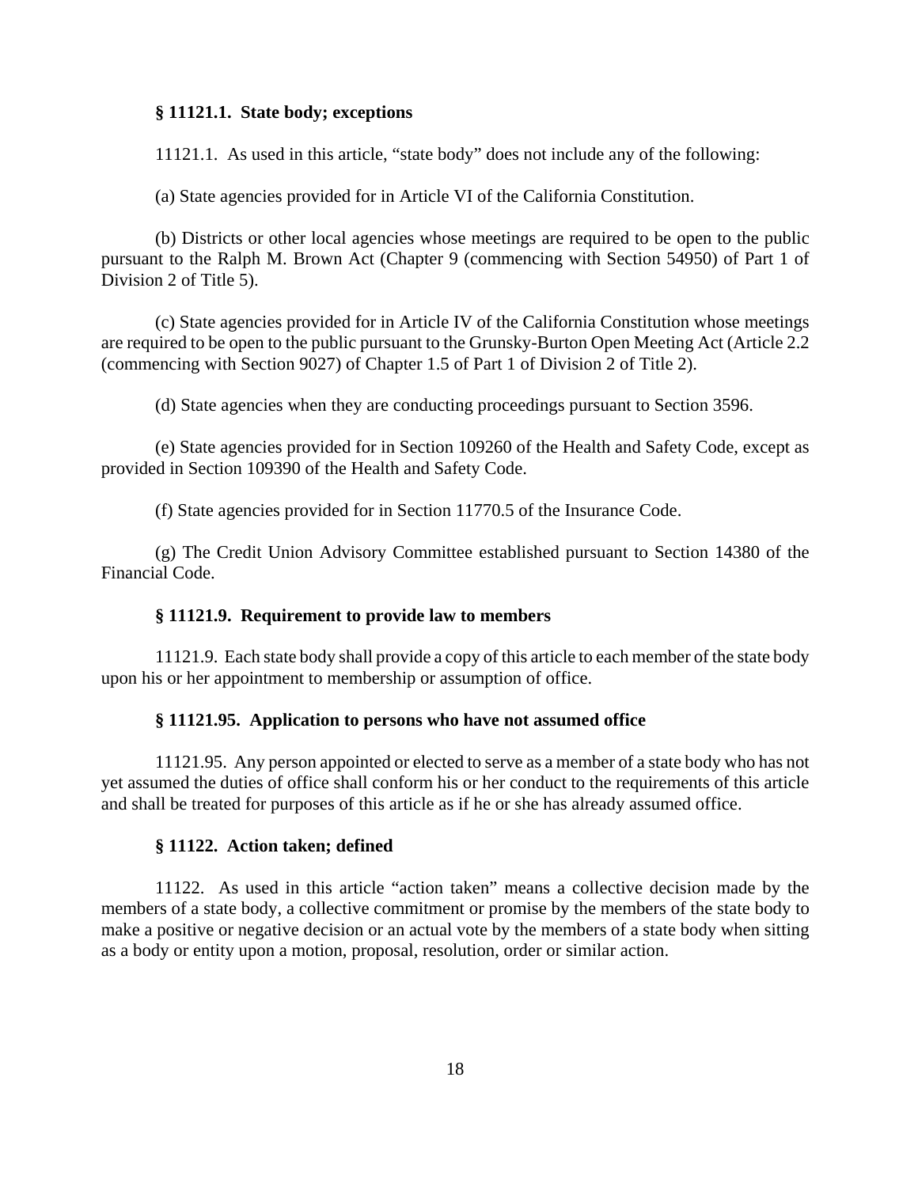### § 11121.1. State body; exceptions

11121.1. As used in this article, "state body" does not include any of the following:

(a) State agencies provided for in Article VI of the California Constitution.

(b) Districts or other local agencies whose meetings are required to be open to the public pursuant to the Ralph M. Brown Act (Chapter 9 (commencing with Section 54950) of Part 1 of Division 2 of Title 5).

(c) State agencies provided for in Article IV of the California Constitution whose meetings are required to be open to the public pursuant to the Grunsky-Burton Open Meeting Act (Article 2.2 (commencing with Section 9027) of Chapter 1.5 of Part 1 of Division 2 of Title 2).

(d) State agencies when they are conducting proceedings pursuant to Section 3596.

(e) State agencies provided for in Section 109260 of the Health and Safety Code, except as provided in Section 109390 of the Health and Safety Code.

(f) State agencies provided for in Section 11770.5 of the Insurance Code.

(g) The Credit Union Advisory Committee established pursuant to Section 14380 of the Financial Code.

### § 11121.9. Requirement to provide law to members

11121.9. Each state body shall provide a copy of this article to each member of the state body upon his or her appointment to membership or assumption of office.

### § 11121.95. Application to persons who have not assumed office

11121.95. Any person appointed or elected to serve as a member of a state body who has not yet assumed the duties of office shall conform his or her conduct to the requirements of this article and shall be treated for purposes of this article as if he or she has already assumed office.

### § 11122. Action taken; defined

11122. As used in this article "action taken" means a collective decision made by the members of a state body, a collective commitment or promise by the members of the state body to make a positive or negative decision or an actual vote by the members of a state body when sitting as a body or entity upon a motion, proposal, resolution, order or similar action.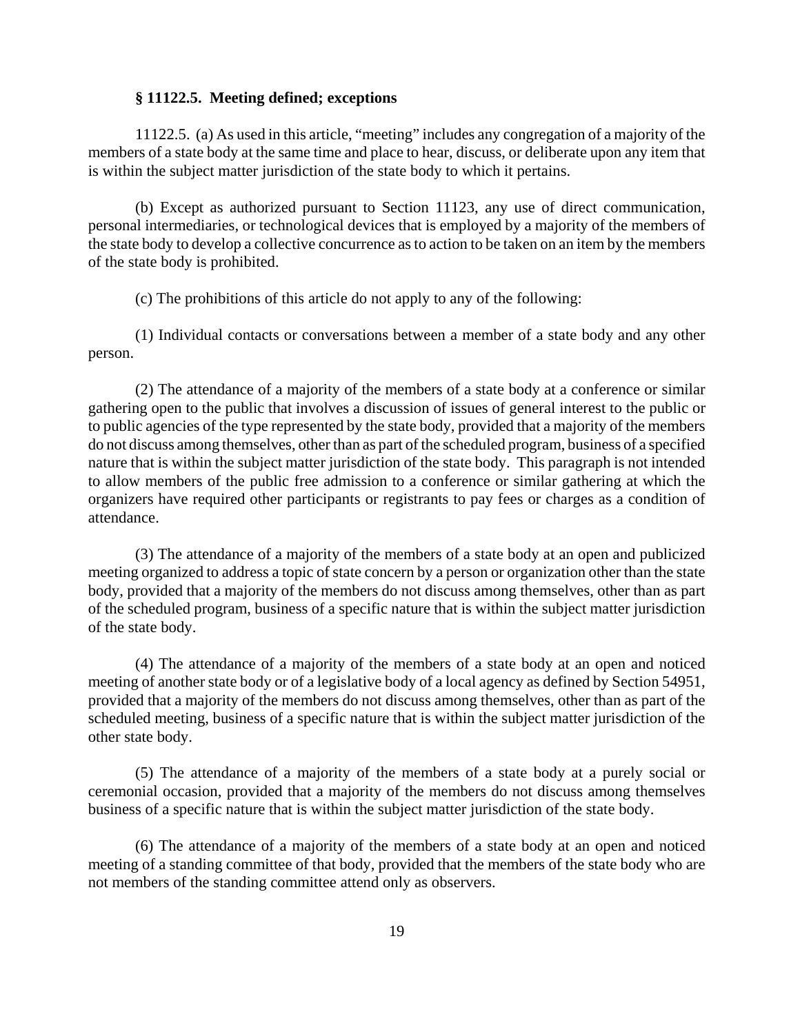### § 11122.5. Meeting defined; exceptions

11122.5. (a) As used in this article, "meeting" includes any congregation of a majority of the members of a state body at the same time and place to hear, discuss, or deliberate upon any item that is within the subject matter jurisdiction of the state body to which it pertains.

(b) Except as authorized pursuant to Section 11123, any use of direct communication, personal intermediaries, or technological devices that is employed by a majority of the members of the state body to develop a collective concurrence as to action to be taken on an item by the members of the state body is prohibited.

(c) The prohibitions of this article do not apply to any of the following:

(1) Individual contacts or conversations between a member of a state body and any other person.

(2) The attendance of a majority of the members of a state body at a conference or similar gathering open to the public that involves a discussion of issues of general interest to the public or to public agencies of the type represented by the state body, provided that a majority of the members do not discuss among themselves, other than as part of the scheduled program, business of a specified nature that is within the subject matter jurisdiction of the state body. This paragraph is not intended to allow members of the public free admission to a conference or similar gathering at which the organizers have required other participants or registrants to pay fees or charges as a condition of attendance.

(3) The attendance of a majority of the members of a state body at an open and publicized meeting organized to address a topic of state concern by a person or organization other than the state body, provided that a majority of the members do not discuss among themselves, other than as part of the scheduled program, business of a specific nature that is within the subject matter jurisdiction of the state body.

(4) The attendance of a majority of the members of a state body at an open and noticed meeting of another state body or of a legislative body of a local agency as defined by Section 54951, provided that a majority of the members do not discuss among themselves, other than as part of the scheduled meeting, business of a specific nature that is within the subject matter jurisdiction of the other state body.

(5) The attendance of a majority of the members of a state body at a purely social or ceremonial occasion, provided that a majority of the members do not discuss among themselves business of a specific nature that is within the subject matter jurisdiction of the state body.

(6) The attendance of a majority of the members of a state body at an open and noticed meeting of a standing committee of that body, provided that the members of the state body who are not members of the standing committee attend only as observers.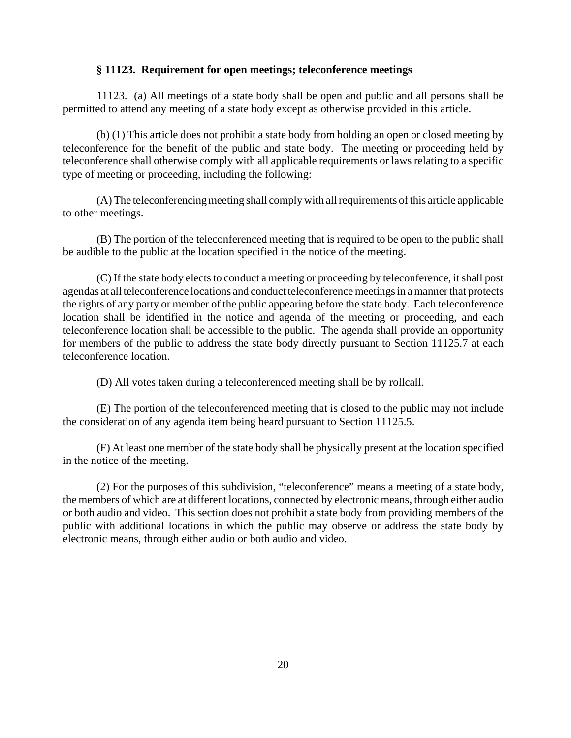### § 11123. Requirement for open meetings; teleconference meetings

11123. (a) All meetings of a state body shall be open and public and all persons shall be permitted to attend any meeting of a state body except as otherwise provided in this article.

(b) (1) This article does not prohibit a state body from holding an open or closed meeting by teleconference for the benefit of the public and state body. The meeting or proceeding held by teleconference shall otherwise comply with all applicable requirements or laws relating to a specific type of meeting or proceeding, including the following:

(A) The teleconferencing meeting shall comply with all requirements of this article applicable to other meetings.

(B) The portion of the teleconferenced meeting that is required to be open to the public shall be audible to the public at the location specified in the notice of the meeting.

(C) If the state body elects to conduct a meeting or proceeding by teleconference, it shall post agendas at all teleconference locations and conduct teleconference meetings in a manner that protects the rights of any party or member of the public appearing before the state body. Each teleconference location shall be identified in the notice and agenda of the meeting or proceeding, and each teleconference location shall be accessible to the public. The agenda shall provide an opportunity for members of the public to address the state body directly pursuant to Section 11125.7 at each teleconference location.

(D) All votes taken during a teleconferenced meeting shall be by rollcall.

(E) The portion of the teleconferenced meeting that is closed to the public may not include the consideration of any agenda item being heard pursuant to Section 11125.5.

(F) At least one member of the state body shall be physically present at the location specified in the notice of the meeting.

(2) For the purposes of this subdivision, "teleconference" means a meeting of a state body, the members of which are at different locations, connected by electronic means, through either audio or both audio and video. This section does not prohibit a state body from providing members of the public with additional locations in which the public may observe or address the state body by electronic means, through either audio or both audio and video.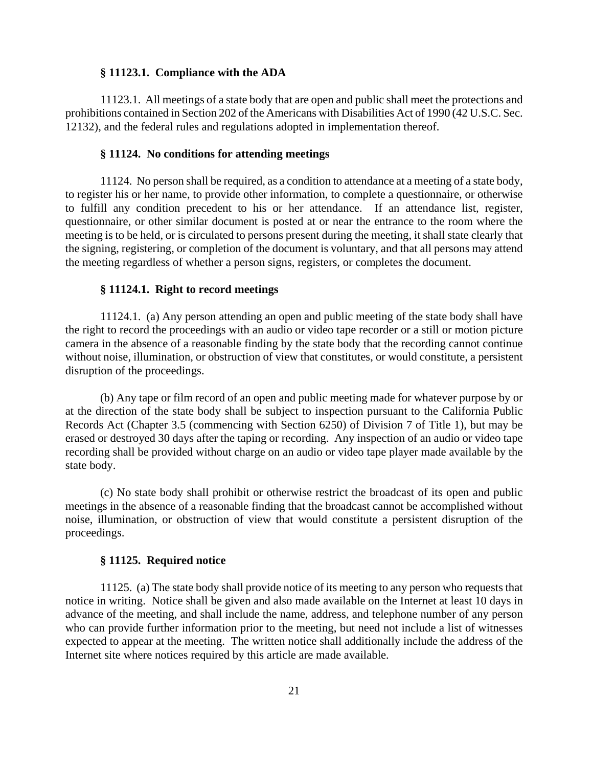### § 11123.1. Compliance with the ADA

11123.1. All meetings of a state body that are open and public shall meet the protections and prohibitions contained in Section 202 of the Americans with Disabilities Act of 1990 (42 U.S.C. Sec. 12132), and the federal rules and regulations adopted in implementation thereof.

### § 11124. No conditions for attending meetings

11124. No person shall be required, as a condition to attendance at a meeting of a state body, to register his or her name, to provide other information, to complete a questionnaire, or otherwise to fulfill any condition precedent to his or her attendance. If an attendance list, register, questionnaire, or other similar document is posted at or near the entrance to the room where the meeting is to be held, or is circulated to persons present during the meeting, it shall state clearly that the signing, registering, or completion of the document is voluntary, and that all persons may attend the meeting regardless of whether a person signs, registers, or completes the document.

### § 11124.1. Right to record meetings

11124.1. (a) Any person attending an open and public meeting of the state body shall have the right to record the proceedings with an audio or video tape recorder or a still or motion picture camera in the absence of a reasonable finding by the state body that the recording cannot continue without noise, illumination, or obstruction of view that constitutes, or would constitute, a persistent disruption of the proceedings.

(b) Any tape or film record of an open and public meeting made for whatever purpose by or at the direction of the state body shall be subject to inspection pursuant to the California Public Records Act (Chapter 3.5 (commencing with Section 6250) of Division 7 of Title 1), but may be erased or destroyed 30 days after the taping or recording. Any inspection of an audio or video tape recording shall be provided without charge on an audio or video tape player made available by the state body.

(c) No state body shall prohibit or otherwise restrict the broadcast of its open and public meetings in the absence of a reasonable finding that the broadcast cannot be accomplished without noise, illumination, or obstruction of view that would constitute a persistent disruption of the proceedings.

### § 11125. Required notice

11125. (a) The state body shall provide notice of its meeting to any person who requests that notice in writing. Notice shall be given and also made available on the Internet at least 10 days in advance of the meeting, and shall include the name, address, and telephone number of any person who can provide further information prior to the meeting, but need not include a list of witnesses expected to appear at the meeting. The written notice shall additionally include the address of the Internet site where notices required by this article are made available.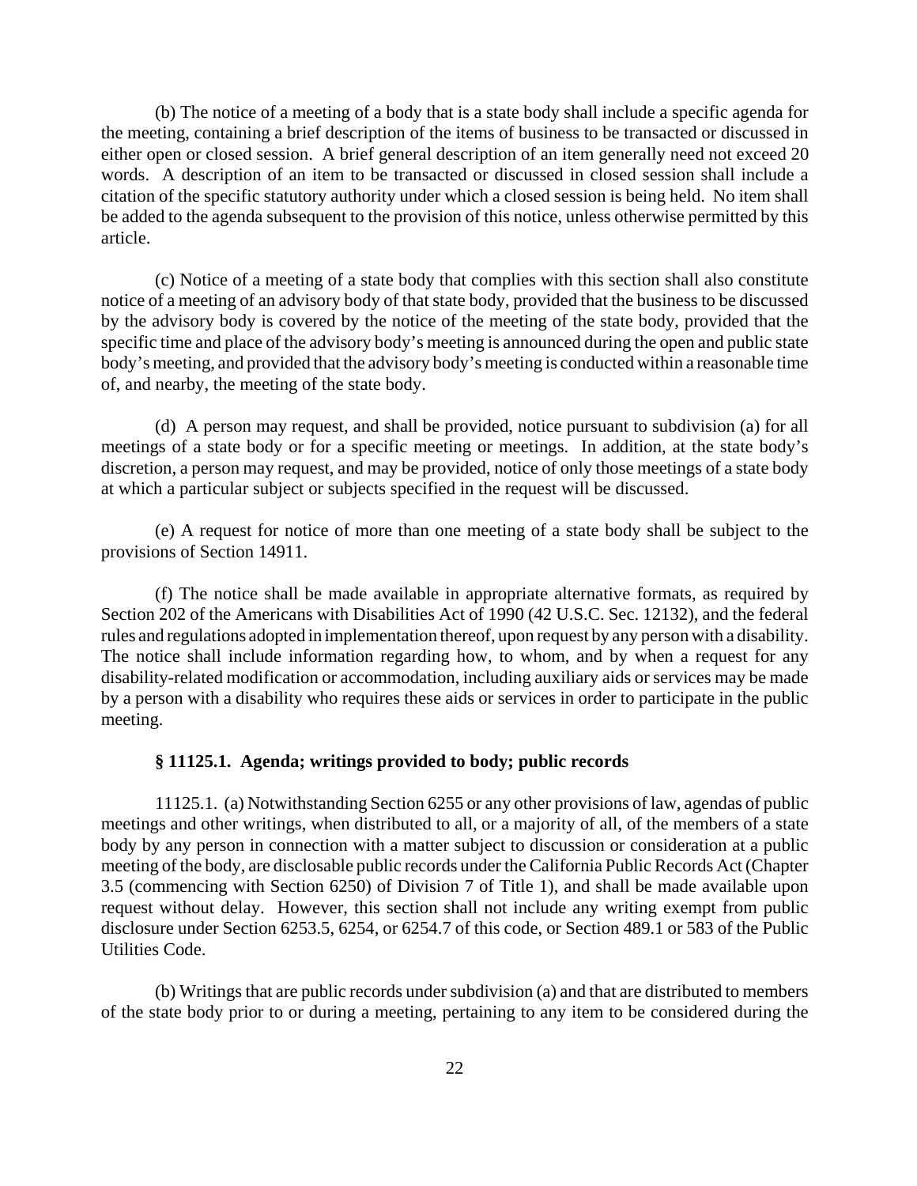(b) The notice of a meeting of a body that is a state body shall include a specific agenda for the meeting, containing a brief description of the items of business to be transacted or discussed in either open or closed session. A brief general description of an item generally need not exceed 20 words. A description of an item to be transacted or discussed in closed session shall include a citation of the specific statutory authority under which a closed session is being held. No item shall be added to the agenda subsequent to the provision of this notice, unless otherwise permitted by this article.

(c) Notice of a meeting of a state body that complies with this section shall also constitute notice of a meeting of an advisory body of that state body, provided that the business to be discussed by the advisory body is covered by the notice of the meeting of the state body, provided that the specific time and place of the advisory body's meeting is announced during the open and public state body's meeting, and provided that the advisory body's meeting is conducted within a reasonable time of, and nearby, the meeting of the state body.

(d) A person may request, and shall be provided, notice pursuant to subdivision (a) for all meetings of a state body or for a specific meeting or meetings. In addition, at the state body's discretion, a person may request, and may be provided, notice of only those meetings of a state body at which a particular subject or subjects specified in the request will be discussed.

(e) A request for notice of more than one meeting of a state body shall be subject to the provisions of Section 14911.

(f) The notice shall be made available in appropriate alternative formats, as required by Section 202 of the Americans with Disabilities Act of 1990 (42 U.S.C. Sec. 12132), and the federal rules and regulations adopted in implementation thereof, upon request by any person with a disability. The notice shall include information regarding how, to whom, and by when a request for any disability-related modification or accommodation, including auxiliary aids or services may be made by a person with a disability who requires these aids or services in order to participate in the public meeting.

### § 11125.1. Agenda; writings provided to body; public records

11125.1. (a) Notwithstanding Section 6255 or any other provisions of law, agendas of public meetings and other writings, when distributed to all, or a majority of all, of the members of a state body by any person in connection with a matter subject to discussion or consideration at a public meeting of the body, are disclosable public records under the California Public Records Act (Chapter 3.5 (commencing with Section 6250) of Division 7 of Title 1), and shall be made available upon request without delay. However, this section shall not include any writing exempt from public disclosure under Section 6253.5, 6254, or 6254.7 of this code, or Section 489.1 or 583 of the Public Utilities Code.

(b) Writings that are public records under subdivision (a) and that are distributed to members of the state body prior to or during a meeting, pertaining to any item to be considered during the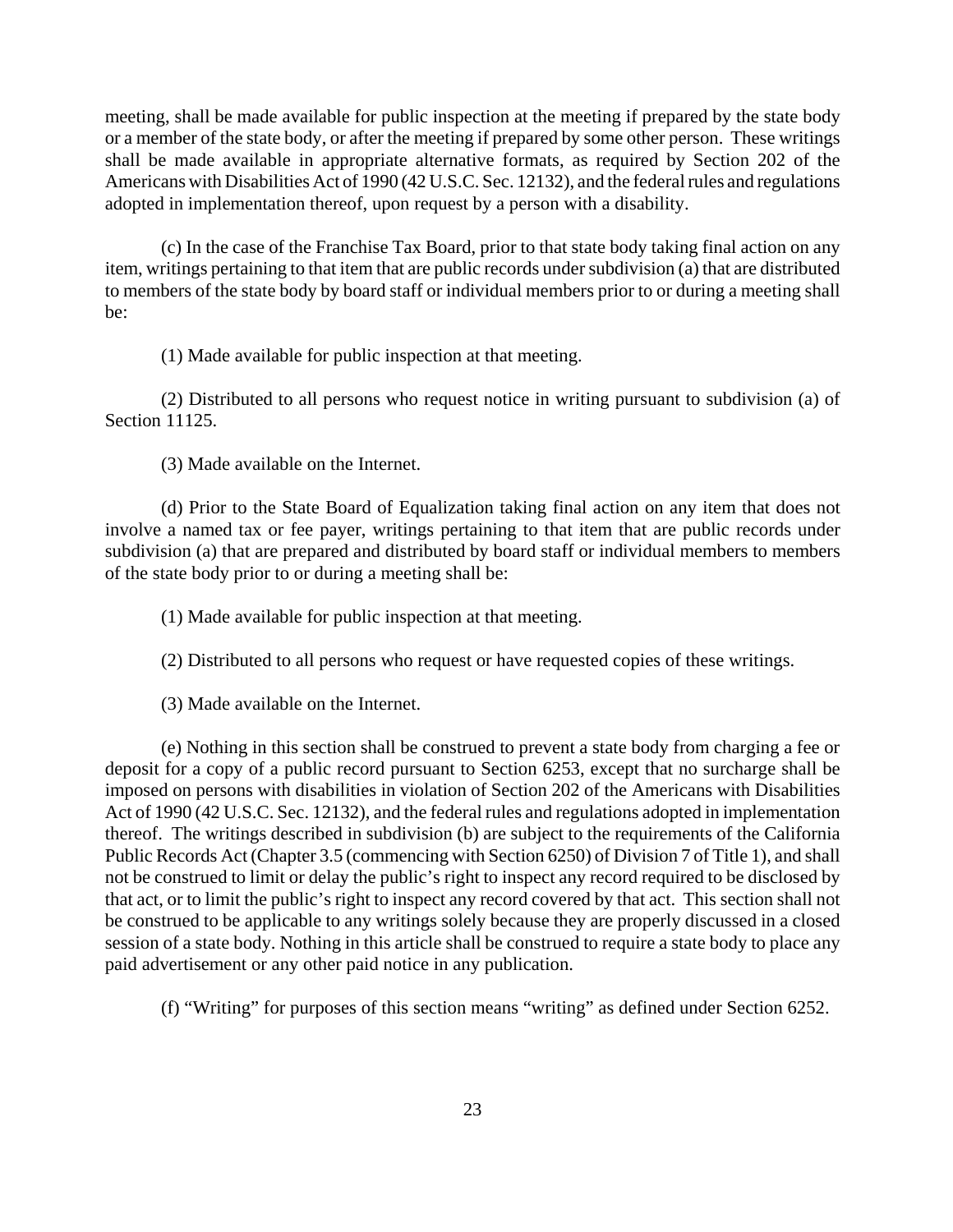meeting, shall be made available for public inspection at the meeting if prepared by the state body or a member of the state body, or after the meeting if prepared by some other person. These writings shall be made available in appropriate alternative formats, as required by Section 202 of the Americans with Disabilities Act of 1990 (42 U.S.C. Sec. 12132), and the federal rules and regulations adopted in implementation thereof, upon request by a person with a disability.

(c) In the case of the Franchise Tax Board, prior to that state body taking final action on any item, writings pertaining to that item that are public records under subdivision (a) that are distributed to members of the state body by board staff or individual members prior to or during a meeting shall be:

(1) Made available for public inspection at that meeting.

(2) Distributed to all persons who request notice in writing pursuant to subdivision (a) of Section 11125.

(3) Made available on the Internet.

(d) Prior to the State Board of Equalization taking final action on any item that does not involve a named tax or fee payer, writings pertaining to that item that are public records under subdivision (a) that are prepared and distributed by board staff or individual members to members of the state body prior to or during a meeting shall be:

(1) Made available for public inspection at that meeting.

(2) Distributed to all persons who request or have requested copies of these writings.

(3) Made available on the Internet.

(e) Nothing in this section shall be construed to prevent a state body from charging a fee or deposit for a copy of a public record pursuant to Section 6253, except that no surcharge shall be imposed on persons with disabilities in violation of Section 202 of the Americans with Disabilities Act of 1990 (42 U.S.C. Sec. 12132), and the federal rules and regulations adopted in implementation thereof. The writings described in subdivision (b) are subject to the requirements of the California Public Records Act (Chapter 3.5 (commencing with Section 6250) of Division 7 of Title 1), and shall not be construed to limit or delay the public's right to inspect any record required to be disclosed by that act, or to limit the public's right to inspect any record covered by that act. This section shall not be construed to be applicable to any writings solely because they are properly discussed in a closed session of a state body. Nothing in this article shall be construed to require a state body to place any paid advertisement or any other paid notice in any publication.

(f) "Writing" for purposes of this section means "writing" as defined under Section 6252.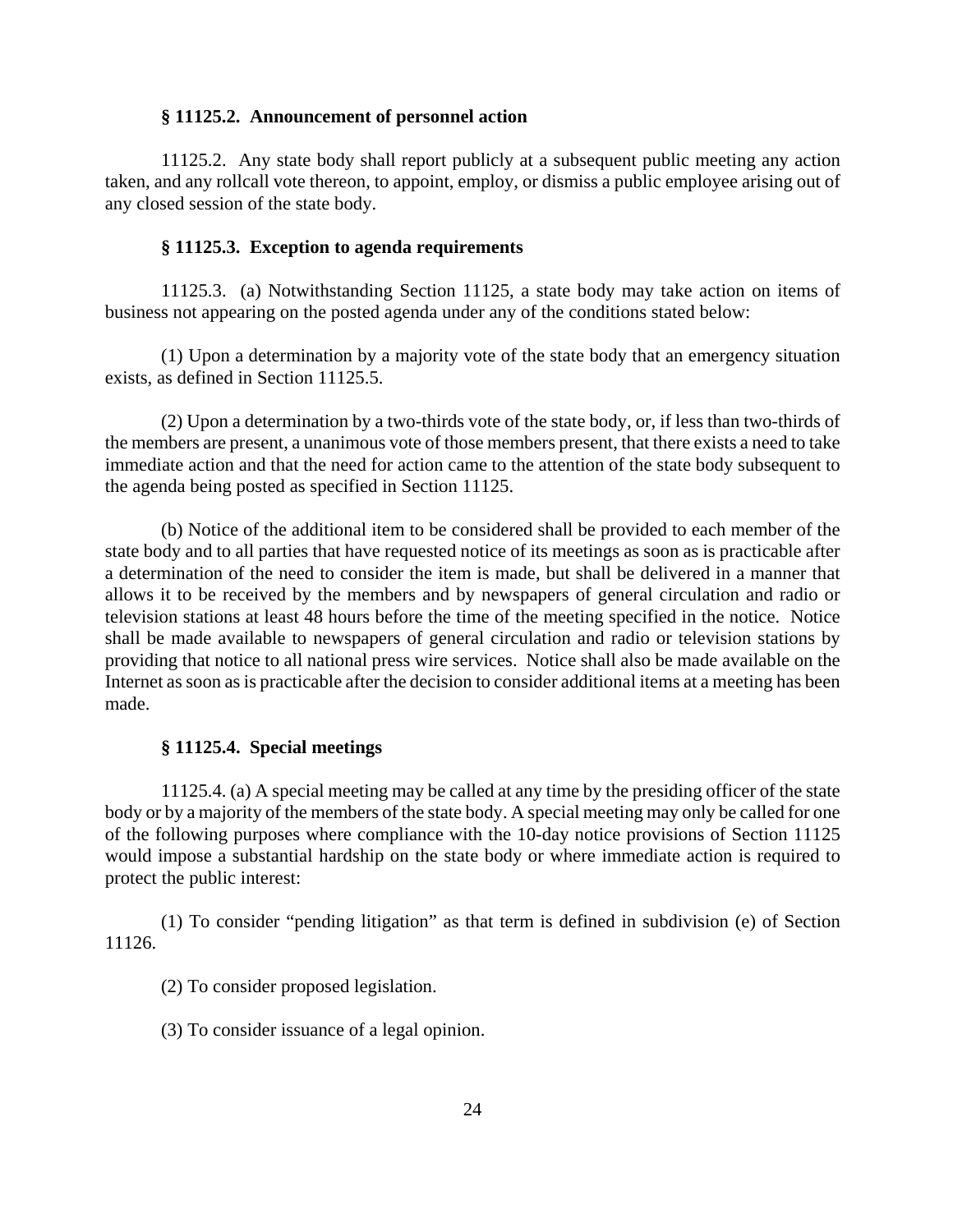### § 11125.2. Announcement of personnel action

11125.2. Any state body shall report publicly at a subsequent public meeting any action taken, and any rollcall vote thereon, to appoint, employ, or dismiss a public employee arising out of any closed session of the state body.

### § 11125.3. Exception to agenda requirements

11125.3. (a) Notwithstanding Section 11125, a state body may take action on items of business not appearing on the posted agenda under any of the conditions stated below:

(1) Upon a determination by a majority vote of the state body that an emergency situation exists, as defined in Section 11125.5.

(2) Upon a determination by a two-thirds vote of the state body, or, if less than two-thirds of the members are present, a unanimous vote of those members present, that there exists a need to take immediate action and that the need for action came to the attention of the state body subsequent to the agenda being posted as specified in Section 11125.

(b) Notice of the additional item to be considered shall be provided to each member of the state body and to all parties that have requested notice of its meetings as soon as is practicable after a determination of the need to consider the item is made, but shall be delivered in a manner that allows it to be received by the members and by newspapers of general circulation and radio or television stations at least 48 hours before the time of the meeting specified in the notice. Notice shall be made available to newspapers of general circulation and radio or television stations by providing that notice to all national press wire services. Notice shall also be made available on the Internet as soon as is practicable after the decision to consider additional items at a meeting has been made.

### § 11125.4. Special meetings

11125.4. (a) A special meeting may be called at any time by the presiding officer of the state body or by a majority of the members of the state body. A special meeting may only be called for one of the following purposes where compliance with the 10-day notice provisions of Section 11125 would impose a substantial hardship on the state body or where immediate action is required to protect the public interest:

(1) To consider "pending litigation" as that term is defined in subdivision (e) of Section 11126.

(2) To consider proposed legislation.

(3) To consider issuance of a legal opinion.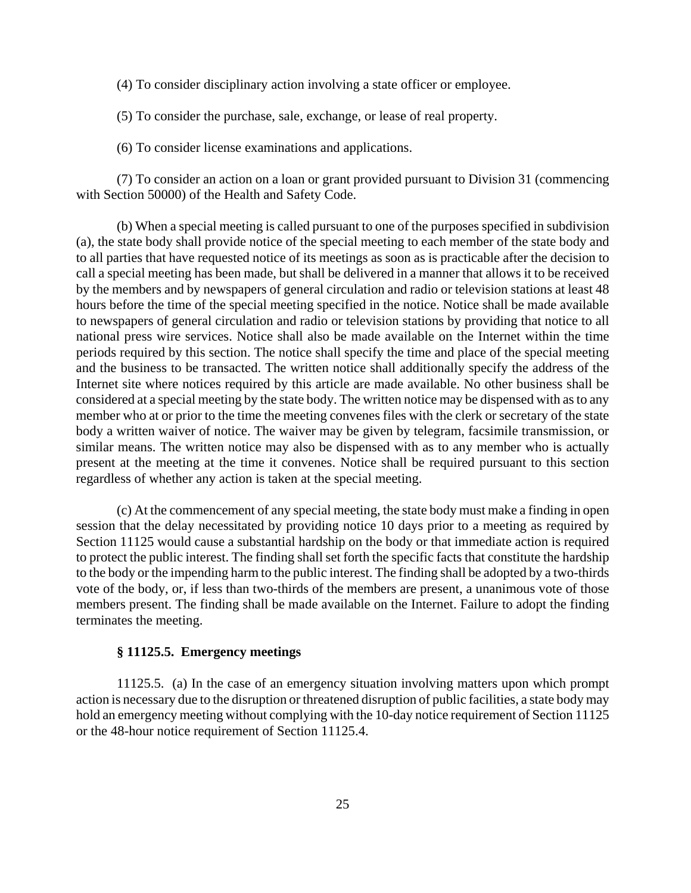(4) To consider disciplinary action involving a state officer or employee.

(5) To consider the purchase, sale, exchange, or lease of real property.

(6) To consider license examinations and applications.

(7) To consider an action on a loan or grant provided pursuant to Division 31 (commencing with Section 50000) of the Health and Safety Code.

(b) When a special meeting is called pursuant to one of the purposes specified in subdivision (a), the state body shall provide notice of the special meeting to each member of the state body and to all parties that have requested notice of its meetings as soon as is practicable after the decision to call a special meeting has been made, but shall be delivered in a manner that allows it to be received by the members and by newspapers of general circulation and radio or television stations at least 48 hours before the time of the special meeting specified in the notice. Notice shall be made available to newspapers of general circulation and radio or television stations by providing that notice to all national press wire services. Notice shall also be made available on the Internet within the time periods required by this section. The notice shall specify the time and place of the special meeting and the business to be transacted. The written notice shall additionally specify the address of the Internet site where notices required by this article are made available. No other business shall be considered at a special meeting by the state body. The written notice may be dispensed with as to any member who at or prior to the time the meeting convenes files with the clerk or secretary of the state body a written waiver of notice. The waiver may be given by telegram, facsimile transmission, or similar means. The written notice may also be dispensed with as to any member who is actually present at the meeting at the time it convenes. Notice shall be required pursuant to this section regardless of whether any action is taken at the special meeting.

(c) At the commencement of any special meeting, the state body must make a finding in open session that the delay necessitated by providing notice 10 days prior to a meeting as required by Section 11125 would cause a substantial hardship on the body or that immediate action is required to protect the public interest. The finding shall set forth the specific facts that constitute the hardship to the body or the impending harm to the public interest. The finding shall be adopted by a two-thirds vote of the body, or, if less than two-thirds of the members are present, a unanimous vote of those members present. The finding shall be made available on the Internet. Failure to adopt the finding terminates the meeting.

### § 11125.5. Emergency meetings

11125.5. (a) In the case of an emergency situation involving matters upon which prompt action is necessary due to the disruption or threatened disruption of public facilities, a state body may hold an emergency meeting without complying with the 10-day notice requirement of Section 11125 or the 48-hour notice requirement of Section 11125.4.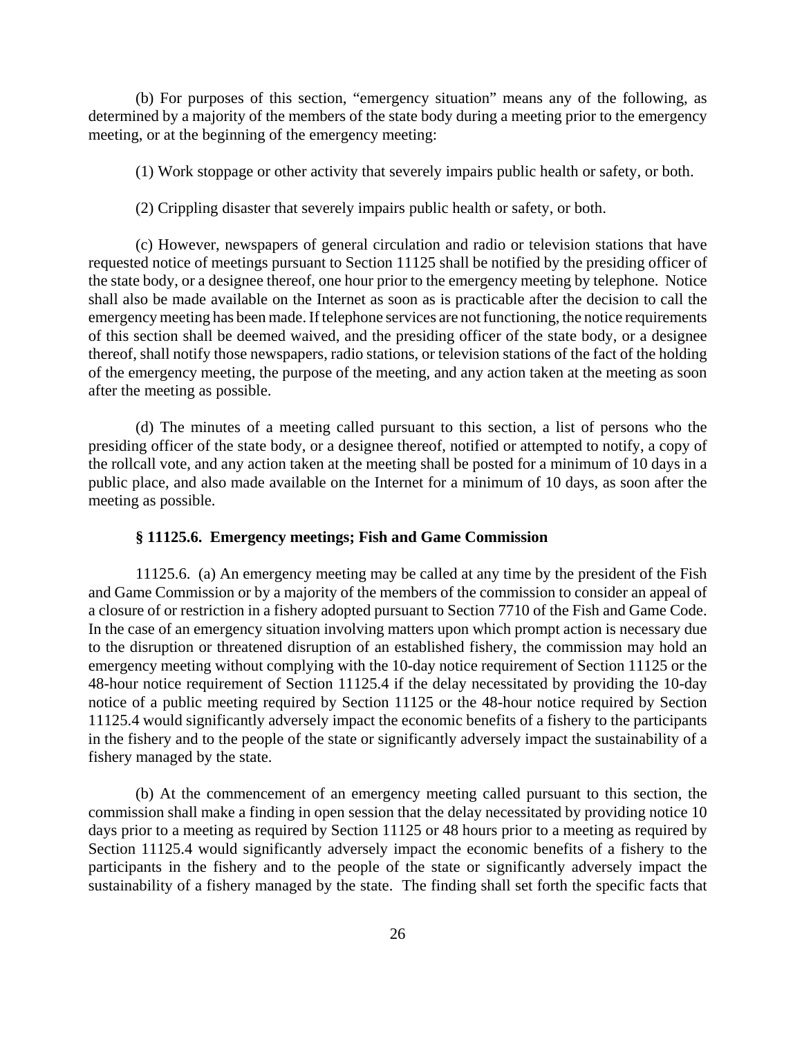(b) For purposes of this section, "emergency situation" means any of the following, as determined by a majority of the members of the state body during a meeting prior to the emergency meeting, or at the beginning of the emergency meeting:

(1) Work stoppage or other activity that severely impairs public health or safety, or both.

(2) Crippling disaster that severely impairs public health or safety, or both.

(c) However, newspapers of general circulation and radio or television stations that have requested notice of meetings pursuant to Section 11125 shall be notified by the presiding officer of the state body, or a designee thereof, one hour prior to the emergency meeting by telephone. Notice shall also be made available on the Internet as soon as is practicable after the decision to call the emergency meeting has been made. If telephone services are not functioning, the notice requirements of this section shall be deemed waived, and the presiding officer of the state body, or a designee thereof, shall notify those newspapers, radio stations, or television stations of the fact of the holding of the emergency meeting, the purpose of the meeting, and any action taken at the meeting as soon after the meeting as possible.

(d) The minutes of a meeting called pursuant to this section, a list of persons who the presiding officer of the state body, or a designee thereof, notified or attempted to notify, a copy of the rollcall vote, and any action taken at the meeting shall be posted for a minimum of 10 days in a public place, and also made available on the Internet for a minimum of 10 days, as soon after the meeting as possible.

### § 11125.6. Emergency meetings; Fish and Game Commission

11125.6. (a) An emergency meeting may be called at any time by the president of the Fish and Game Commission or by a majority of the members of the commission to consider an appeal of a closure of or restriction in a fishery adopted pursuant to Section 7710 of the Fish and Game Code. In the case of an emergency situation involving matters upon which prompt action is necessary due to the disruption or threatened disruption of an established fishery, the commission may hold an emergency meeting without complying with the 10-day notice requirement of Section 11125 or the 48-hour notice requirement of Section 11125.4 if the delay necessitated by providing the 10-day notice of a public meeting required by Section 11125 or the 48-hour notice required by Section 11125.4 would significantly adversely impact the economic benefits of a fishery to the participants in the fishery and to the people of the state or significantly adversely impact the sustainability of a fishery managed by the state.

(b) At the commencement of an emergency meeting called pursuant to this section, the commission shall make a finding in open session that the delay necessitated by providing notice 10 days prior to a meeting as required by Section 11125 or 48 hours prior to a meeting as required by Section 11125.4 would significantly adversely impact the economic benefits of a fishery to the participants in the fishery and to the people of the state or significantly adversely impact the sustainability of a fishery managed by the state. The finding shall set forth the specific facts that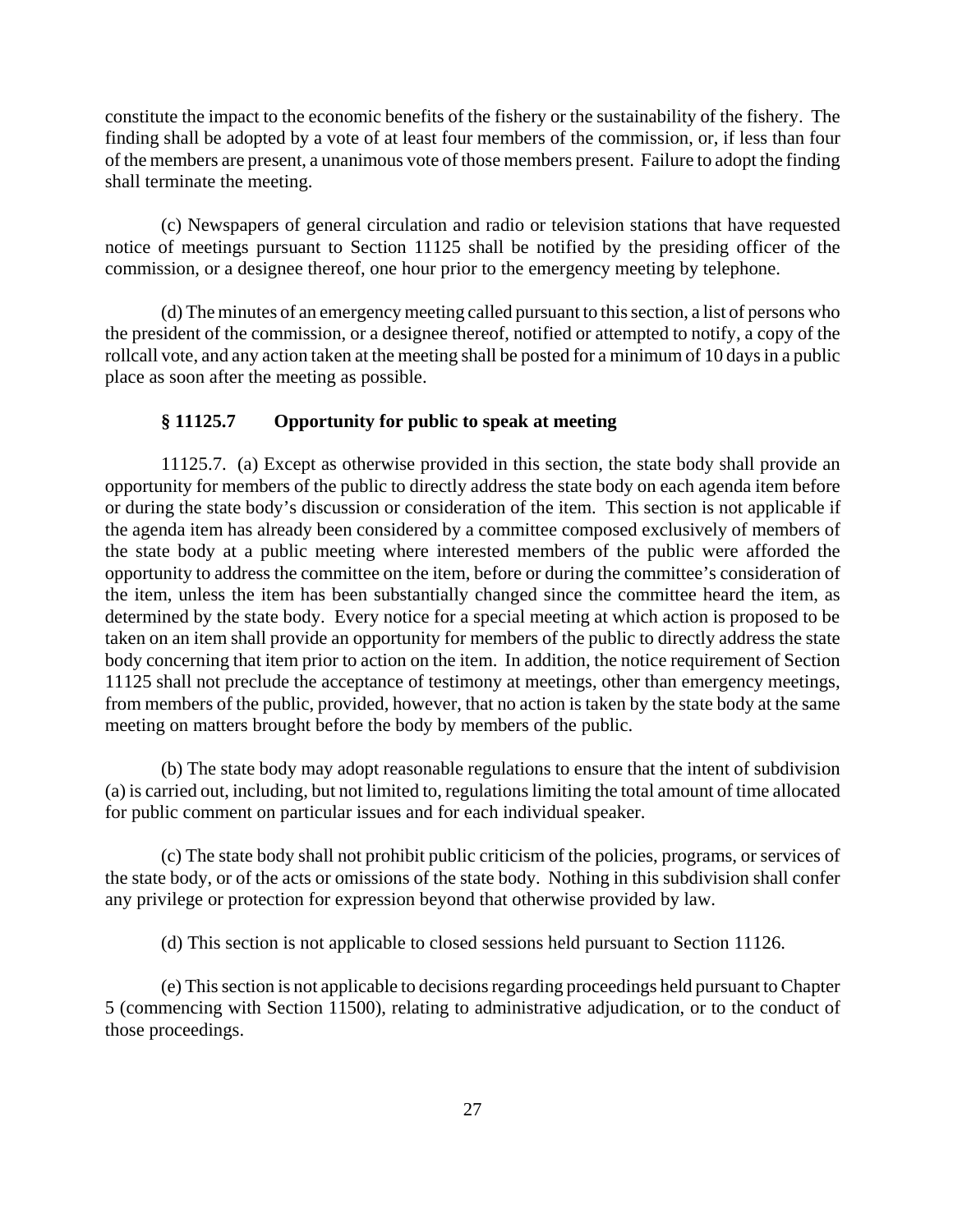constitute the impact to the economic benefits of the fishery or the sustainability of the fishery. The finding shall be adopted by a vote of at least four members of the commission, or, if less than four of the members are present, a unanimous vote of those members present. Failure to adopt the finding shall terminate the meeting.

(c) Newspapers of general circulation and radio or television stations that have requested notice of meetings pursuant to Section 11125 shall be notified by the presiding officer of the commission, or a designee thereof, one hour prior to the emergency meeting by telephone.

(d) The minutes of an emergency meeting called pursuant to this section, a list of persons who the president of the commission, or a designee thereof, notified or attempted to notify, a copy of the rollcall vote, and any action taken at the meeting shall be posted for a minimum of 10 days in a public place as soon after the meeting as possible.

### § 11125.7 Opportunity for public to speak at meeting

11125.7. (a) Except as otherwise provided in this section, the state body shall provide an opportunity for members of the public to directly address the state body on each agenda item before or during the state body's discussion or consideration of the item. This section is not applicable if the agenda item has already been considered by a committee composed exclusively of members of the state body at a public meeting where interested members of the public were afforded the opportunity to address the committee on the item, before or during the committee's consideration of the item, unless the item has been substantially changed since the committee heard the item, as determined by the state body. Every notice for a special meeting at which action is proposed to be taken on an item shall provide an opportunity for members of the public to directly address the state body concerning that item prior to action on the item. In addition, the notice requirement of Section 11125 shall not preclude the acceptance of testimony at meetings, other than emergency meetings, from members of the public, provided, however, that no action is taken by the state body at the same meeting on matters brought before the body by members of the public.

(b) The state body may adopt reasonable regulations to ensure that the intent of subdivision (a) is carried out, including, but not limited to, regulations limiting the total amount of time allocated for public comment on particular issues and for each individual speaker.

(c) The state body shall not prohibit public criticism of the policies, programs, or services of the state body, or of the acts or omissions of the state body. Nothing in this subdivision shall confer any privilege or protection for expression beyond that otherwise provided by law.

(d) This section is not applicable to closed sessions held pursuant to Section 11126.

(e) This section is not applicable to decisions regarding proceedings held pursuant to Chapter 5 (commencing with Section 11500), relating to administrative adjudication, or to the conduct of those proceedings.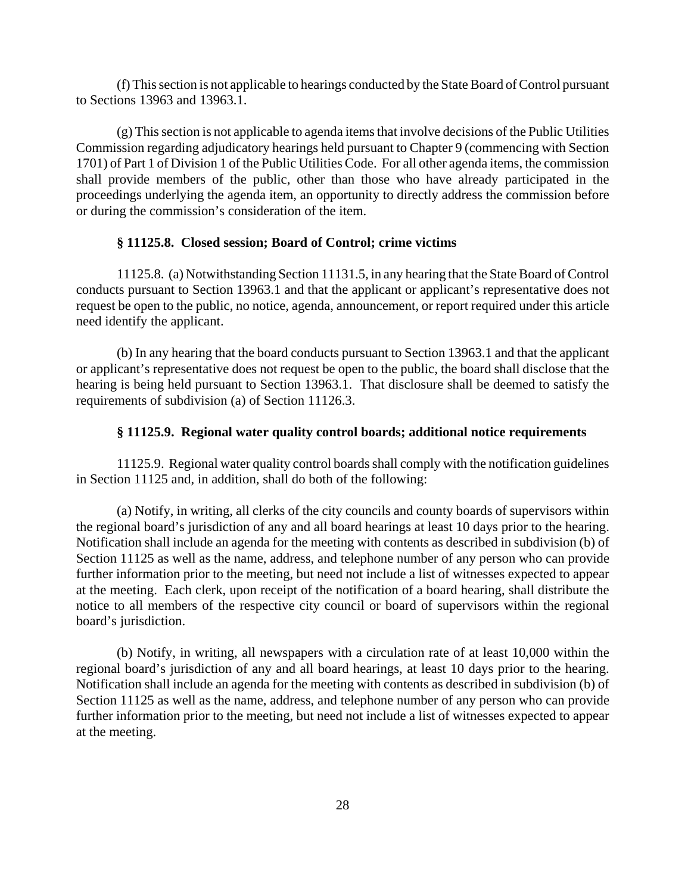(f) This section is not applicable to hearings conducted by the State Board of Control pursuant to Sections 13963 and 13963.1.

(g) This section is not applicable to agenda items that involve decisions of the Public Utilities Commission regarding adjudicatory hearings held pursuant to Chapter 9 (commencing with Section 1701) of Part 1 of Division 1 of the Public Utilities Code. For all other agenda items, the commission shall provide members of the public, other than those who have already participated in the proceedings underlying the agenda item, an opportunity to directly address the commission before or during the commission's consideration of the item.

### § 11125.8. Closed session; Board of Control; crime victims

11125.8. (a) Notwithstanding Section 11131.5, in any hearing that the State Board of Control conducts pursuant to Section 13963.1 and that the applicant or applicant's representative does not request be open to the public, no notice, agenda, announcement, or report required under this article need identify the applicant.

(b) In any hearing that the board conducts pursuant to Section 13963.1 and that the applicant or applicant's representative does not request be open to the public, the board shall disclose that the hearing is being held pursuant to Section 13963.1. That disclosure shall be deemed to satisfy the requirements of subdivision (a) of Section 11126.3.

### § 11125.9. Regional water quality control boards; additional notice requirements

11125.9. Regional water quality control boards shall comply with the notification guidelines in Section 11125 and, in addition, shall do both of the following:

(a) Notify, in writing, all clerks of the city councils and county boards of supervisors within the regional board's jurisdiction of any and all board hearings at least 10 days prior to the hearing. Notification shall include an agenda for the meeting with contents as described in subdivision (b) of Section 11125 as well as the name, address, and telephone number of any person who can provide further information prior to the meeting, but need not include a list of witnesses expected to appear at the meeting. Each clerk, upon receipt of the notification of a board hearing, shall distribute the notice to all members of the respective city council or board of supervisors within the regional board's jurisdiction.

(b) Notify, in writing, all newspapers with a circulation rate of at least 10,000 within the regional board's jurisdiction of any and all board hearings, at least 10 days prior to the hearing. Notification shall include an agenda for the meeting with contents as described in subdivision (b) of Section 11125 as well as the name, address, and telephone number of any person who can provide further information prior to the meeting, but need not include a list of witnesses expected to appear at the meeting.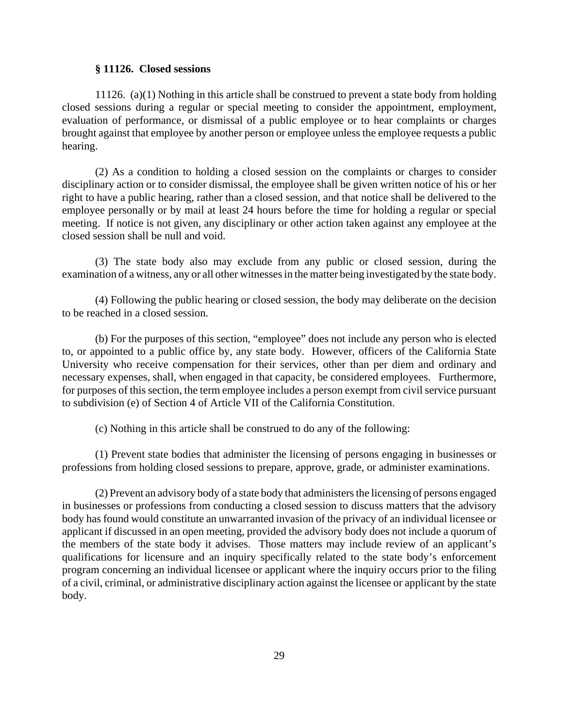### § 11126. Closed sessions

11126. (a)(1) Nothing in this article shall be construed to prevent a state body from holding closed sessions during a regular or special meeting to consider the appointment, employment, evaluation of performance, or dismissal of a public employee or to hear complaints or charges brought against that employee by another person or employee unless the employee requests a public hearing.

(2) As a condition to holding a closed session on the complaints or charges to consider disciplinary action or to consider dismissal, the employee shall be given written notice of his or her right to have a public hearing, rather than a closed session, and that notice shall be delivered to the employee personally or by mail at least 24 hours before the time for holding a regular or special meeting. If notice is not given, any disciplinary or other action taken against any employee at the closed session shall be null and void.

(3) The state body also may exclude from any public or closed session, during the examination of a witness, any or all other witnesses in the matter being investigated by the state body.

(4) Following the public hearing or closed session, the body may deliberate on the decision to be reached in a closed session.

(b) For the purposes of this section, "employee" does not include any person who is elected to, or appointed to a public office by, any state body. However, officers of the California State University who receive compensation for their services, other than per diem and ordinary and necessary expenses, shall, when engaged in that capacity, be considered employees. Furthermore, for purposes of this section, the term employee includes a person exempt from civil service pursuant to subdivision (e) of Section 4 of Article VII of the California Constitution.

(c) Nothing in this article shall be construed to do any of the following:

(1) Prevent state bodies that administer the licensing of persons engaging in businesses or professions from holding closed sessions to prepare, approve, grade, or administer examinations.

(2) Prevent an advisory body of a state body that administers the licensing of persons engaged in businesses or professions from conducting a closed session to discuss matters that the advisory body has found would constitute an unwarranted invasion of the privacy of an individual licensee or applicant if discussed in an open meeting, provided the advisory body does not include a quorum of the members of the state body it advises. Those matters may include review of an applicant's qualifications for licensure and an inquiry specifically related to the state body's enforcement program concerning an individual licensee or applicant where the inquiry occurs prior to the filing of a civil, criminal, or administrative disciplinary action against the licensee or applicant by the state body.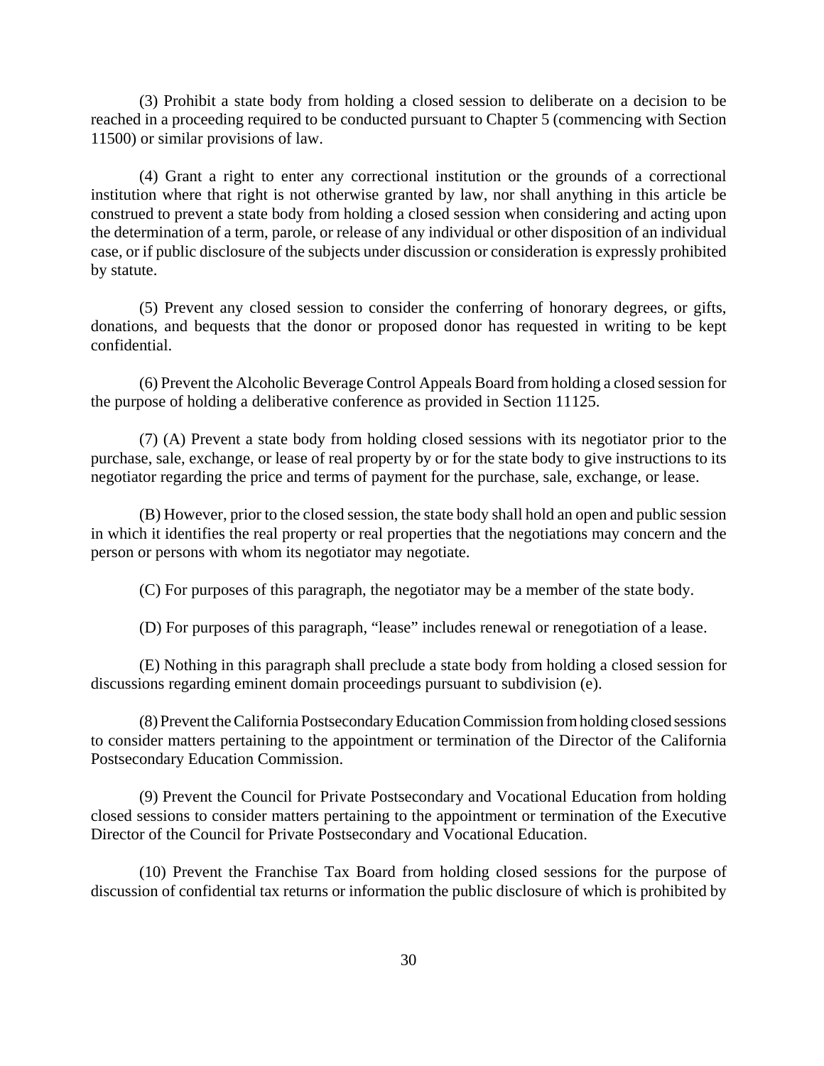(3) Prohibit a state body from holding a closed session to deliberate on a decision to be reached in a proceeding required to be conducted pursuant to Chapter 5 (commencing with Section 11500) or similar provisions of law.

(4) Grant a right to enter any correctional institution or the grounds of a correctional institution where that right is not otherwise granted by law, nor shall anything in this article be construed to prevent a state body from holding a closed session when considering and acting upon the determination of a term, parole, or release of any individual or other disposition of an individual case, or if public disclosure of the subjects under discussion or consideration is expressly prohibited by statute.

(5) Prevent any closed session to consider the conferring of honorary degrees, or gifts, donations, and bequests that the donor or proposed donor has requested in writing to be kept confidential.

(6) Prevent the Alcoholic Beverage Control Appeals Board from holding a closed session for the purpose of holding a deliberative conference as provided in Section 11125.

(7) (A) Prevent a state body from holding closed sessions with its negotiator prior to the purchase, sale, exchange, or lease of real property by or for the state body to give instructions to its negotiator regarding the price and terms of payment for the purchase, sale, exchange, or lease.

(B) However, prior to the closed session, the state body shall hold an open and public session in which it identifies the real property or real properties that the negotiations may concern and the person or persons with whom its negotiator may negotiate.

(C) For purposes of this paragraph, the negotiator may be a member of the state body.

(D) For purposes of this paragraph, "lease" includes renewal or renegotiation of a lease.

(E) Nothing in this paragraph shall preclude a state body from holding a closed session for discussions regarding eminent domain proceedings pursuant to subdivision (e).

(8) Prevent the California Postsecondary Education Commission from holding closed sessions to consider matters pertaining to the appointment or termination of the Director of the California Postsecondary Education Commission.

(9) Prevent the Council for Private Postsecondary and Vocational Education from holding closed sessions to consider matters pertaining to the appointment or termination of the Executive Director of the Council for Private Postsecondary and Vocational Education.

(10) Prevent the Franchise Tax Board from holding closed sessions for the purpose of discussion of confidential tax returns or information the public disclosure of which is prohibited by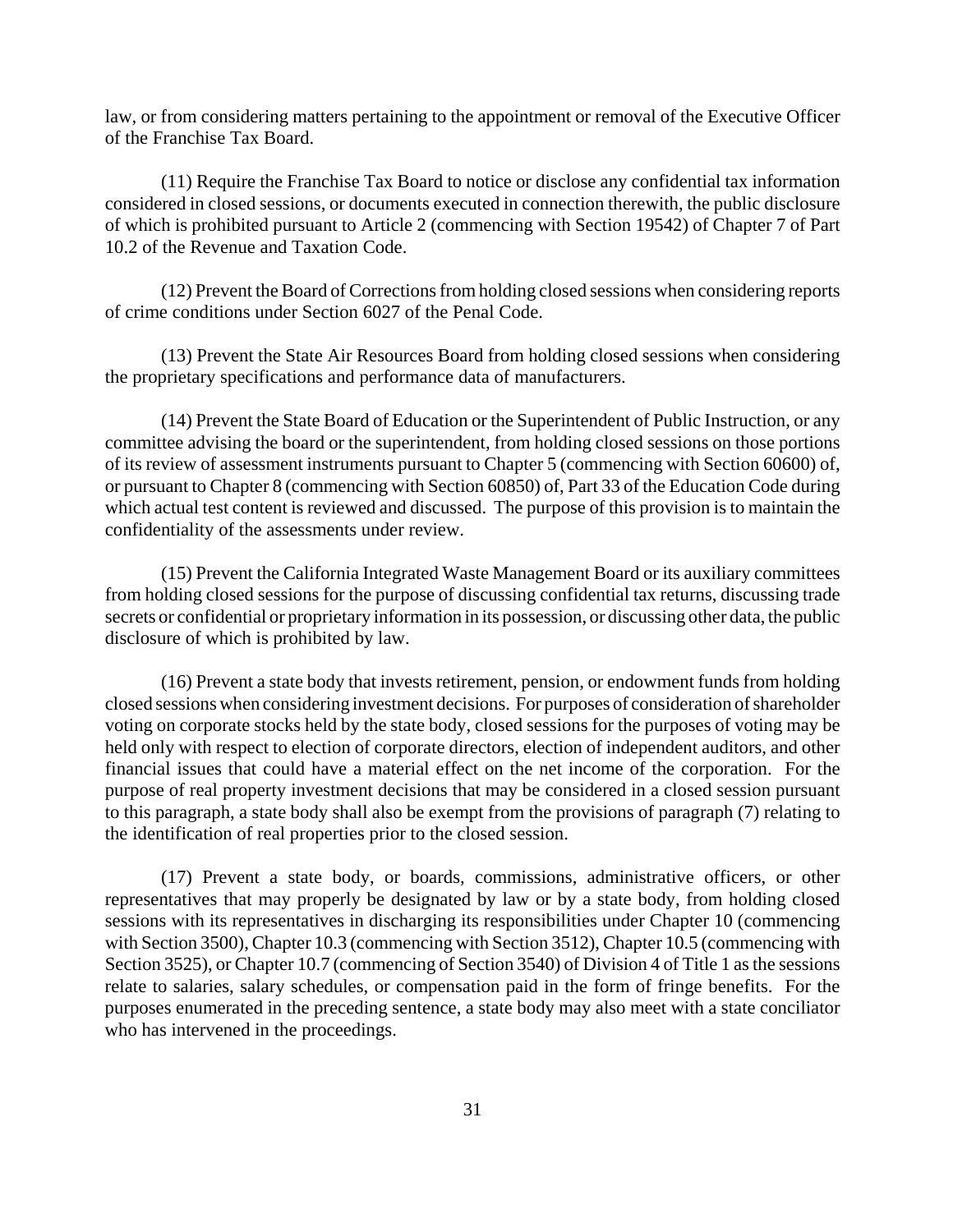law, or from considering matters pertaining to the appointment or removal of the Executive Officer of the Franchise Tax Board.

(11) Require the Franchise Tax Board to notice or disclose any confidential tax information considered in closed sessions, or documents executed in connection therewith, the public disclosure of which is prohibited pursuant to Article 2 (commencing with Section 19542) of Chapter 7 of Part 10.2 of the Revenue and Taxation Code.

(12) Prevent the Board of Corrections from holding closed sessions when considering reports of crime conditions under Section 6027 of the Penal Code.

(13) Prevent the State Air Resources Board from holding closed sessions when considering the proprietary specifications and performance data of manufacturers.

(14) Prevent the State Board of Education or the Superintendent of Public Instruction, or any committee advising the board or the superintendent, from holding closed sessions on those portions of its review of assessment instruments pursuant to Chapter 5 (commencing with Section 60600) of, or pursuant to Chapter 8 (commencing with Section 60850) of, Part 33 of the Education Code during which actual test content is reviewed and discussed. The purpose of this provision is to maintain the confidentiality of the assessments under review.

(15) Prevent the California Integrated Waste Management Board or its auxiliary committees from holding closed sessions for the purpose of discussing confidential tax returns, discussing trade secrets or confidential or proprietary information in its possession, or discussing other data, the public disclosure of which is prohibited by law.

(16) Prevent a state body that invests retirement, pension, or endowment funds from holding closed sessions when considering investment decisions. For purposes of consideration of shareholder voting on corporate stocks held by the state body, closed sessions for the purposes of voting may be held only with respect to election of corporate directors, election of independent auditors, and other financial issues that could have a material effect on the net income of the corporation. For the purpose of real property investment decisions that may be considered in a closed session pursuant to this paragraph, a state body shall also be exempt from the provisions of paragraph (7) relating to the identification of real properties prior to the closed session.

(17) Prevent a state body, or boards, commissions, administrative officers, or other representatives that may properly be designated by law or by a state body, from holding closed sessions with its representatives in discharging its responsibilities under Chapter 10 (commencing with Section 3500), Chapter 10.3 (commencing with Section 3512), Chapter 10.5 (commencing with Section 3525), or Chapter 10.7 (commencing of Section 3540) of Division 4 of Title 1 as the sessions relate to salaries, salary schedules, or compensation paid in the form of fringe benefits. For the purposes enumerated in the preceding sentence, a state body may also meet with a state conciliator who has intervened in the proceedings.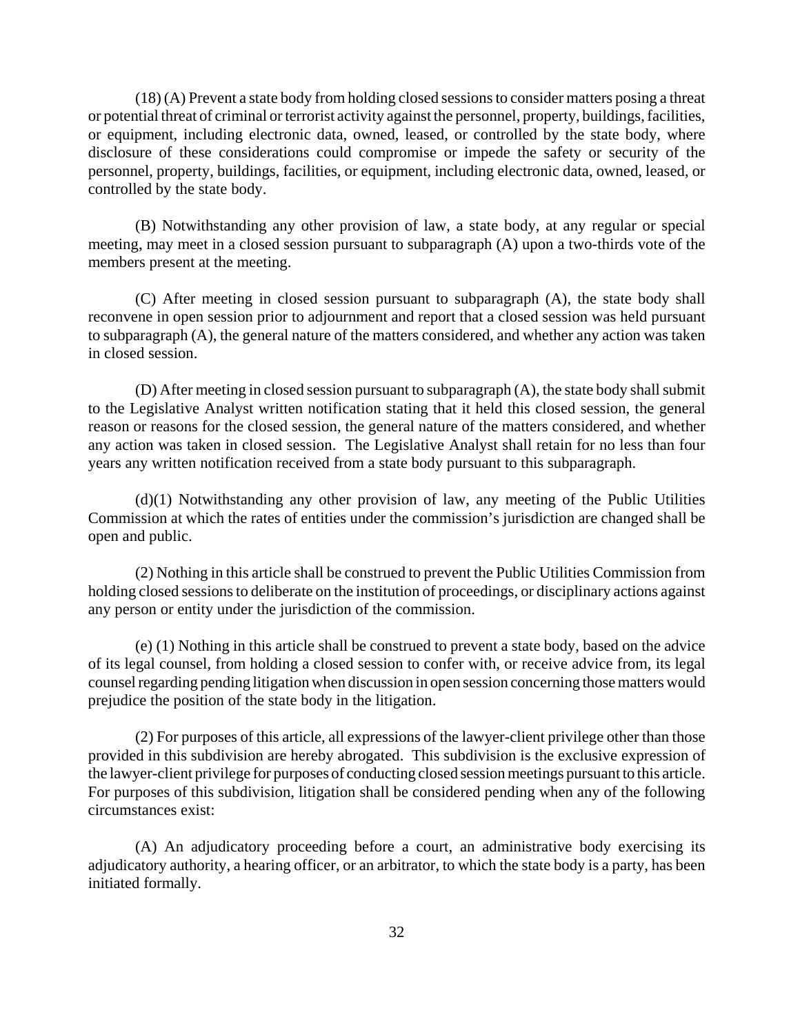(18) (A) Prevent a state body from holding closed sessions to consider matters posing a threat or potential threat of criminal or terrorist activity against the personnel, property, buildings, facilities, or equipment, including electronic data, owned, leased, or controlled by the state body, where disclosure of these considerations could compromise or impede the safety or security of the personnel, property, buildings, facilities, or equipment, including electronic data, owned, leased, or controlled by the state body.

(B) Notwithstanding any other provision of law, a state body, at any regular or special meeting, may meet in a closed session pursuant to subparagraph (A) upon a two-thirds vote of the members present at the meeting.

(C) After meeting in closed session pursuant to subparagraph (A), the state body shall reconvene in open session prior to adjournment and report that a closed session was held pursuant to subparagraph (A), the general nature of the matters considered, and whether any action was taken in closed session.

(D) After meeting in closed session pursuant to subparagraph (A), the state body shall submit to the Legislative Analyst written notification stating that it held this closed session, the general reason or reasons for the closed session, the general nature of the matters considered, and whether any action was taken in closed session. The Legislative Analyst shall retain for no less than four years any written notification received from a state body pursuant to this subparagraph.

(d)(1) Notwithstanding any other provision of law, any meeting of the Public Utilities Commission at which the rates of entities under the commission's jurisdiction are changed shall be open and public.

(2) Nothing in this article shall be construed to prevent the Public Utilities Commission from holding closed sessions to deliberate on the institution of proceedings, or disciplinary actions against any person or entity under the jurisdiction of the commission.

(e) (1) Nothing in this article shall be construed to prevent a state body, based on the advice of its legal counsel, from holding a closed session to confer with, or receive advice from, its legal counsel regarding pending litigation when discussion in open session concerning those matters would prejudice the position of the state body in the litigation.

(2) For purposes of this article, all expressions of the lawyer-client privilege other than those provided in this subdivision are hereby abrogated. This subdivision is the exclusive expression of the lawyer-client privilege for purposes of conducting closed session meetings pursuant to this article. For purposes of this subdivision, litigation shall be considered pending when any of the following circumstances exist:

(A) An adjudicatory proceeding before a court, an administrative body exercising its adjudicatory authority, a hearing officer, or an arbitrator, to which the state body is a party, has been initiated formally.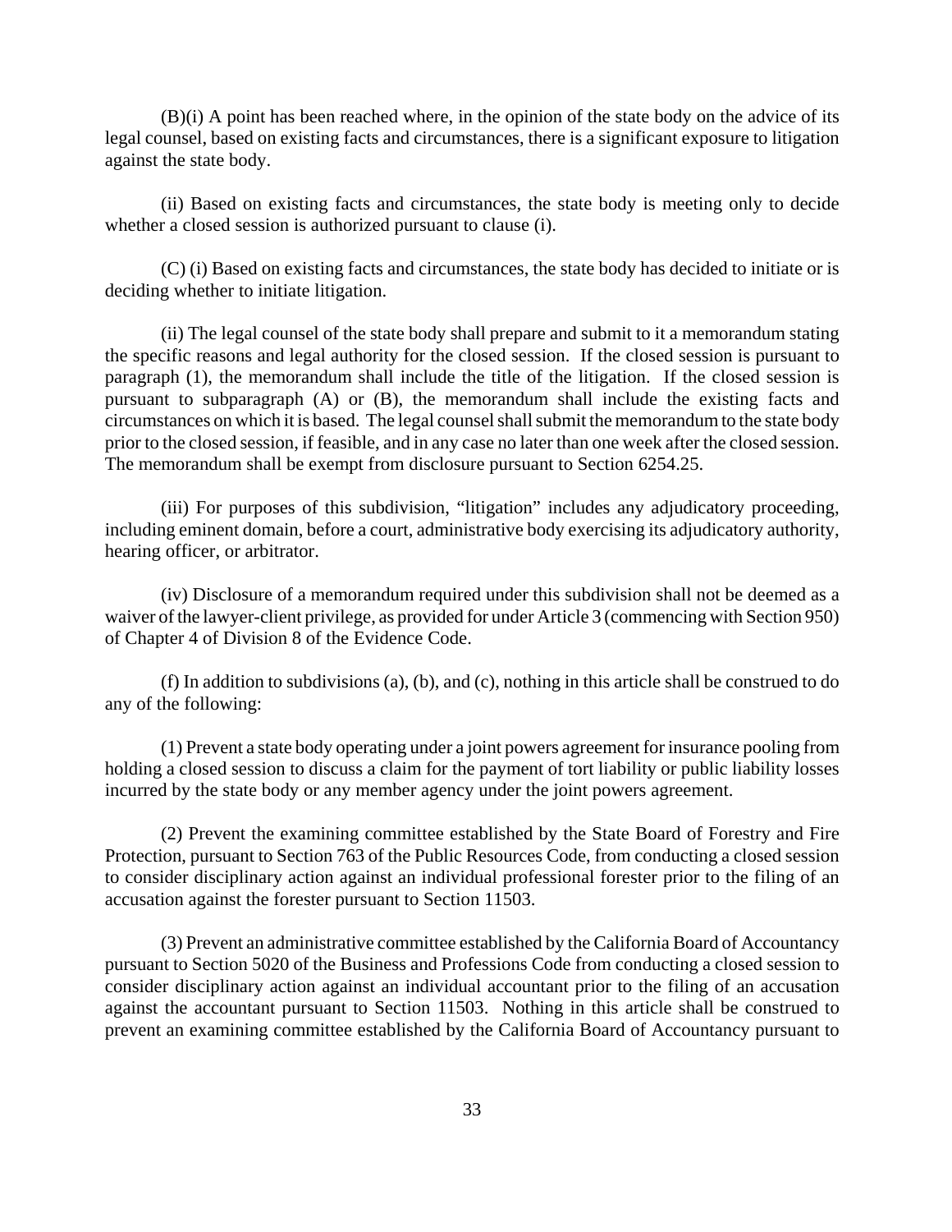(B)(i) A point has been reached where, in the opinion of the state body on the advice of its legal counsel, based on existing facts and circumstances, there is a significant exposure to litigation against the state body.

(ii) Based on existing facts and circumstances, the state body is meeting only to decide whether a closed session is authorized pursuant to clause (i).

(C) (i) Based on existing facts and circumstances, the state body has decided to initiate or is deciding whether to initiate litigation.

(ii) The legal counsel of the state body shall prepare and submit to it a memorandum stating the specific reasons and legal authority for the closed session. If the closed session is pursuant to paragraph (1), the memorandum shall include the title of the litigation. If the closed session is pursuant to subparagraph (A) or (B), the memorandum shall include the existing facts and circumstances on which it is based. The legal counsel shall submit the memorandum to the state body prior to the closed session, if feasible, and in any case no later than one week after the closed session. The memorandum shall be exempt from disclosure pursuant to Section 6254.25.

(iii) For purposes of this subdivision, "litigation" includes any adjudicatory proceeding, including eminent domain, before a court, administrative body exercising its adjudicatory authority, hearing officer, or arbitrator.

(iv) Disclosure of a memorandum required under this subdivision shall not be deemed as a waiver of the lawyer-client privilege, as provided for under Article 3 (commencing with Section 950) of Chapter 4 of Division 8 of the Evidence Code.

(f) In addition to subdivisions (a), (b), and (c), nothing in this article shall be construed to do any of the following:

(1) Prevent a state body operating under a joint powers agreement for insurance pooling from holding a closed session to discuss a claim for the payment of tort liability or public liability losses incurred by the state body or any member agency under the joint powers agreement.

(2) Prevent the examining committee established by the State Board of Forestry and Fire Protection, pursuant to Section 763 of the Public Resources Code, from conducting a closed session to consider disciplinary action against an individual professional forester prior to the filing of an accusation against the forester pursuant to Section 11503.

(3) Prevent an administrative committee established by the California Board of Accountancy pursuant to Section 5020 of the Business and Professions Code from conducting a closed session to consider disciplinary action against an individual accountant prior to the filing of an accusation against the accountant pursuant to Section 11503. Nothing in this article shall be construed to prevent an examining committee established by the California Board of Accountancy pursuant to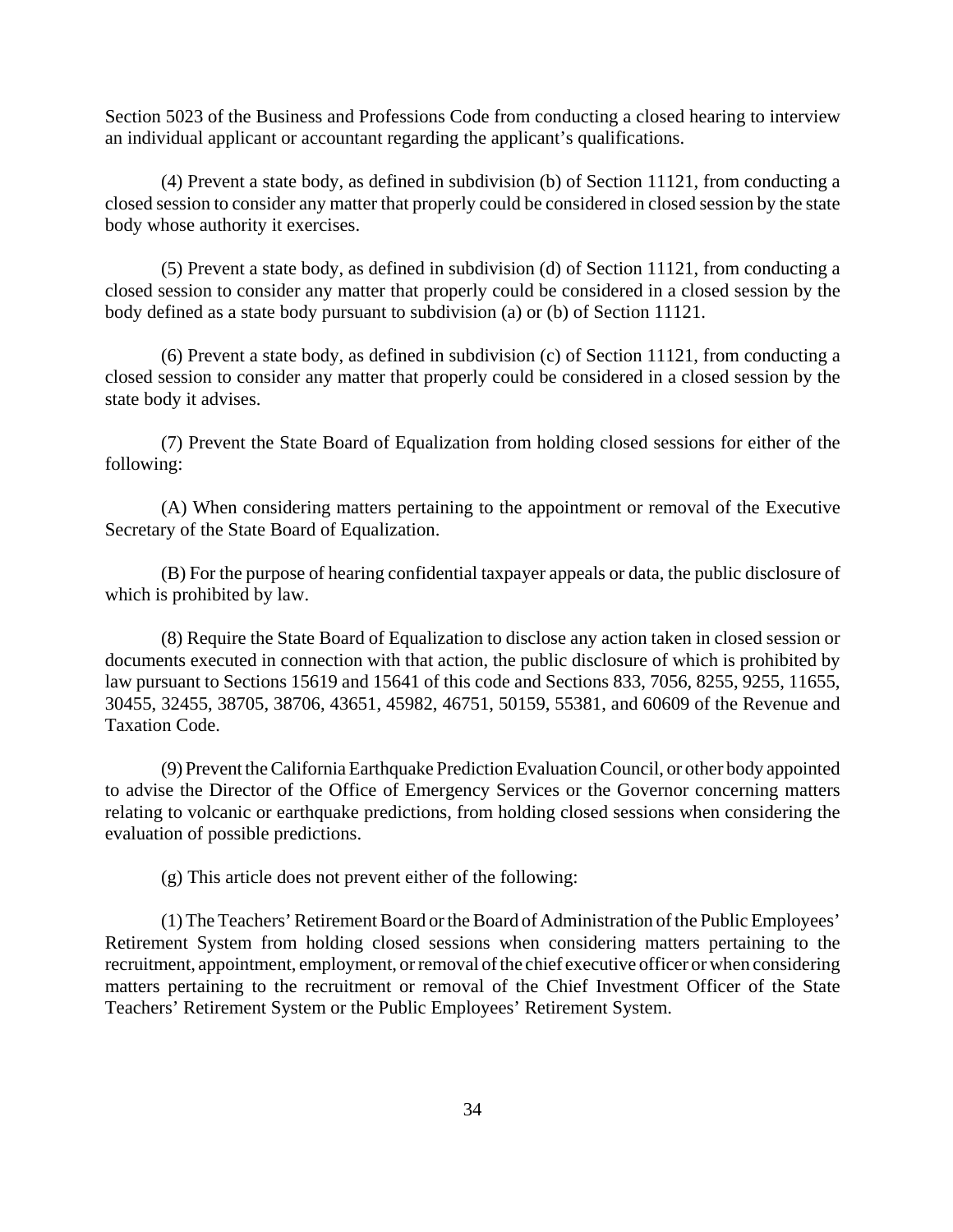Section 5023 of the Business and Professions Code from conducting a closed hearing to interview an individual applicant or accountant regarding the applicant's qualifications.

(4) Prevent a state body, as defined in subdivision (b) of Section 11121, from conducting a closed session to consider any matter that properly could be considered in closed session by the state body whose authority it exercises.

(5) Prevent a state body, as defined in subdivision (d) of Section 11121, from conducting a closed session to consider any matter that properly could be considered in a closed session by the body defined as a state body pursuant to subdivision (a) or (b) of Section 11121.

(6) Prevent a state body, as defined in subdivision (c) of Section 11121, from conducting a closed session to consider any matter that properly could be considered in a closed session by the state body it advises.

(7) Prevent the State Board of Equalization from holding closed sessions for either of the following:

(A) When considering matters pertaining to the appointment or removal of the Executive Secretary of the State Board of Equalization.

(B) For the purpose of hearing confidential taxpayer appeals or data, the public disclosure of which is prohibited by law.

(8) Require the State Board of Equalization to disclose any action taken in closed session or documents executed in connection with that action, the public disclosure of which is prohibited by law pursuant to Sections 15619 and 15641 of this code and Sections 833, 7056, 8255, 9255, 11655, 30455, 32455, 38705, 38706, 43651, 45982, 46751, 50159, 55381, and 60609 of the Revenue and Taxation Code.

(9) Prevent the California Earthquake Prediction Evaluation Council, or other body appointed to advise the Director of the Office of Emergency Services or the Governor concerning matters relating to volcanic or earthquake predictions, from holding closed sessions when considering the evaluation of possible predictions.

(g) This article does not prevent either of the following:

(1) The Teachers' Retirement Board or the Board of Administration of the Public Employees' Retirement System from holding closed sessions when considering matters pertaining to the recruitment, appointment, employment, or removal of the chief executive officer or when considering matters pertaining to the recruitment or removal of the Chief Investment Officer of the State Teachers' Retirement System or the Public Employees' Retirement System.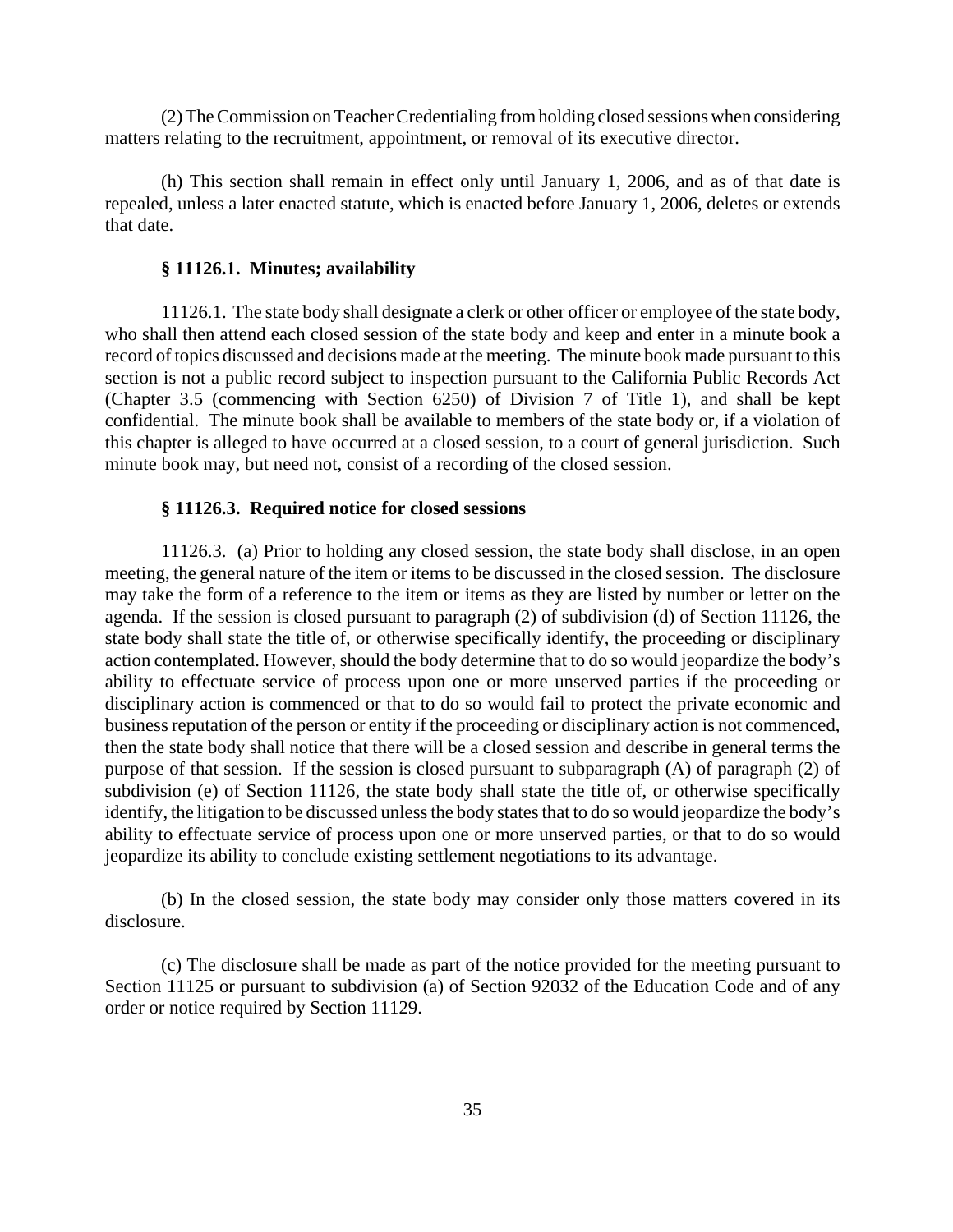(2) The Commission on Teacher Credentialing from holding closed sessions when considering matters relating to the recruitment, appointment, or removal of its executive director.

(h) This section shall remain in effect only until January 1, 2006, and as of that date is repealed, unless a later enacted statute, which is enacted before January 1, 2006, deletes or extends that date.

### § 11126.1. Minutes; availability

11126.1. The state body shall designate a clerk or other officer or employee of the state body, who shall then attend each closed session of the state body and keep and enter in a minute book a record of topics discussed and decisions made at the meeting. The minute book made pursuant to this section is not a public record subject to inspection pursuant to the California Public Records Act (Chapter 3.5 (commencing with Section 6250) of Division 7 of Title 1), and shall be kept confidential. The minute book shall be available to members of the state body or, if a violation of this chapter is alleged to have occurred at a closed session, to a court of general jurisdiction. Such minute book may, but need not, consist of a recording of the closed session.

### § 11126.3. Required notice for closed sessions

11126.3. (a) Prior to holding any closed session, the state body shall disclose, in an open meeting, the general nature of the item or items to be discussed in the closed session. The disclosure may take the form of a reference to the item or items as they are listed by number or letter on the agenda. If the session is closed pursuant to paragraph (2) of subdivision (d) of Section 11126, the state body shall state the title of, or otherwise specifically identify, the proceeding or disciplinary action contemplated. However, should the body determine that to do so would jeopardize the body's ability to effectuate service of process upon one or more unserved parties if the proceeding or disciplinary action is commenced or that to do so would fail to protect the private economic and business reputation of the person or entity if the proceeding or disciplinary action is not commenced, then the state body shall notice that there will be a closed session and describe in general terms the purpose of that session. If the session is closed pursuant to subparagraph (A) of paragraph (2) of subdivision (e) of Section 11126, the state body shall state the title of, or otherwise specifically identify, the litigation to be discussed unless the body states that to do so would jeopardize the body's ability to effectuate service of process upon one or more unserved parties, or that to do so would jeopardize its ability to conclude existing settlement negotiations to its advantage.

(b) In the closed session, the state body may consider only those matters covered in its disclosure.

(c) The disclosure shall be made as part of the notice provided for the meeting pursuant to Section 11125 or pursuant to subdivision (a) of Section 92032 of the Education Code and of any order or notice required by Section 11129.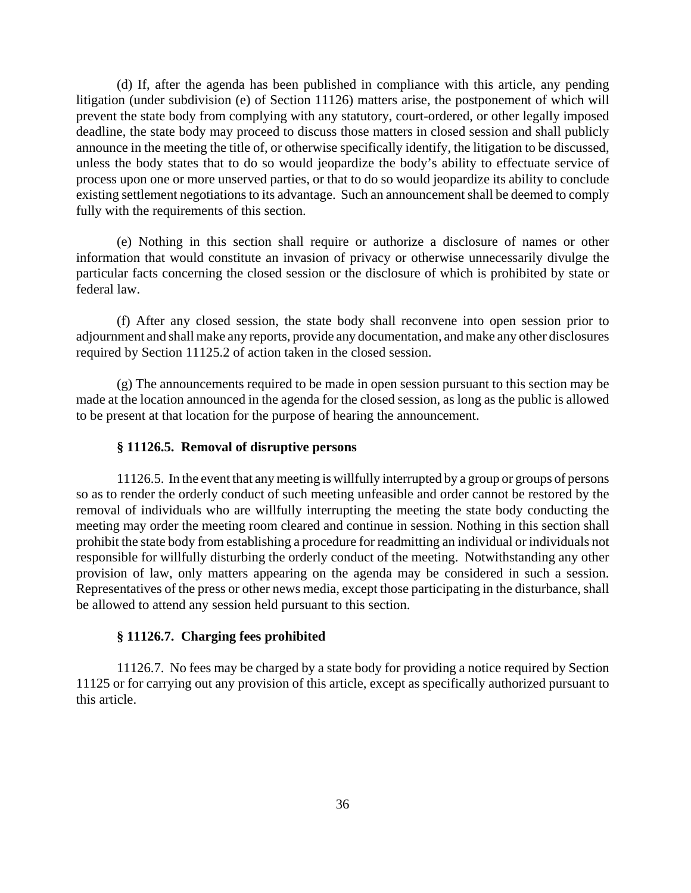(d) If, after the agenda has been published in compliance with this article, any pending litigation (under subdivision (e) of Section 11126) matters arise, the postponement of which will prevent the state body from complying with any statutory, court-ordered, or other legally imposed deadline, the state body may proceed to discuss those matters in closed session and shall publicly announce in the meeting the title of, or otherwise specifically identify, the litigation to be discussed, unless the body states that to do so would jeopardize the body's ability to effectuate service of process upon one or more unserved parties, or that to do so would jeopardize its ability to conclude existing settlement negotiations to its advantage. Such an announcement shall be deemed to comply fully with the requirements of this section.

(e) Nothing in this section shall require or authorize a disclosure of names or other information that would constitute an invasion of privacy or otherwise unnecessarily divulge the particular facts concerning the closed session or the disclosure of which is prohibited by state or federal law.

(f) After any closed session, the state body shall reconvene into open session prior to adjournment and shall make any reports, provide any documentation, and make any other disclosures required by Section 11125.2 of action taken in the closed session.

(g) The announcements required to be made in open session pursuant to this section may be made at the location announced in the agenda for the closed session, as long as the public is allowed to be present at that location for the purpose of hearing the announcement.

### § 11126.5. Removal of disruptive persons

11126.5. In the event that any meeting is willfully interrupted by a group or groups of persons so as to render the orderly conduct of such meeting unfeasible and order cannot be restored by the removal of individuals who are willfully interrupting the meeting the state body conducting the meeting may order the meeting room cleared and continue in session. Nothing in this section shall prohibit the state body from establishing a procedure for readmitting an individual or individuals not responsible for willfully disturbing the orderly conduct of the meeting. Notwithstanding any other provision of law, only matters appearing on the agenda may be considered in such a session. Representatives of the press or other news media, except those participating in the disturbance, shall be allowed to attend any session held pursuant to this section.

### § 11126.7. Charging fees prohibited

11126.7. No fees may be charged by a state body for providing a notice required by Section 11125 or for carrying out any provision of this article, except as specifically authorized pursuant to this article.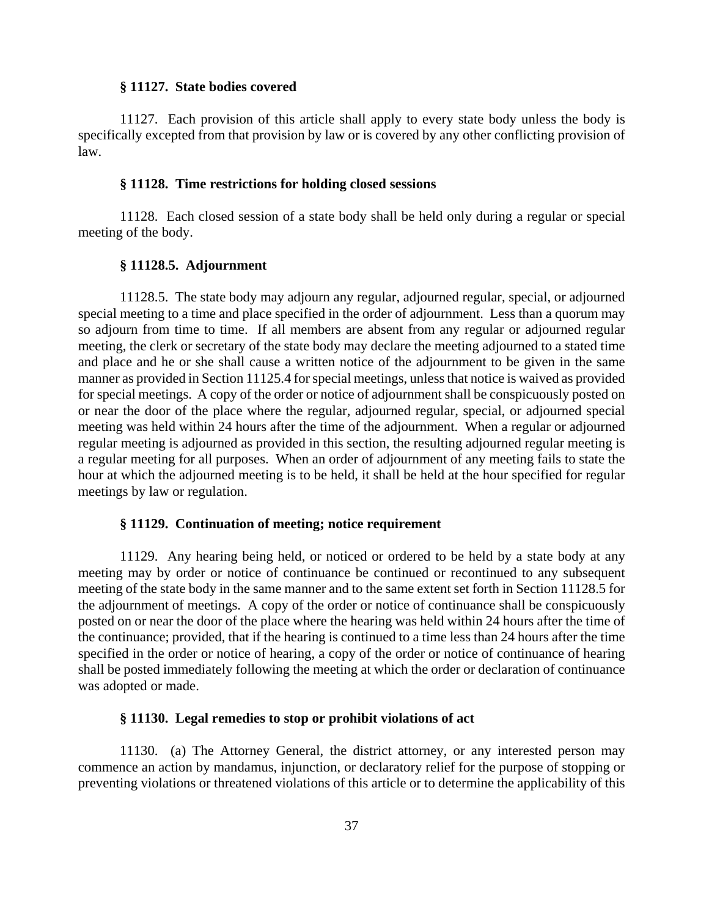### § 11127. State bodies covered

11127. Each provision of this article shall apply to every state body unless the body is specifically excepted from that provision by law or is covered by any other conflicting provision of law.

### § 11128. Time restrictions for holding closed sessions

11128. Each closed session of a state body shall be held only during a regular or special meeting of the body.

### § 11128.5. Adjournment

11128.5. The state body may adjourn any regular, adjourned regular, special, or adjourned special meeting to a time and place specified in the order of adjournment. Less than a quorum may so adjourn from time to time. If all members are absent from any regular or adjourned regular meeting, the clerk or secretary of the state body may declare the meeting adjourned to a stated time and place and he or she shall cause a written notice of the adjournment to be given in the same manner as provided in Section 11125.4 for special meetings, unless that notice is waived as provided for special meetings. A copy of the order or notice of adjournment shall be conspicuously posted on or near the door of the place where the regular, adjourned regular, special, or adjourned special meeting was held within 24 hours after the time of the adjournment. When a regular or adjourned regular meeting is adjourned as provided in this section, the resulting adjourned regular meeting is a regular meeting for all purposes. When an order of adjournment of any meeting fails to state the hour at which the adjourned meeting is to be held, it shall be held at the hour specified for regular meetings by law or regulation.

### § 11129. Continuation of meeting; notice requirement

11129. Any hearing being held, or noticed or ordered to be held by a state body at any meeting may by order or notice of continuance be continued or recontinued to any subsequent meeting of the state body in the same manner and to the same extent set forth in Section 11128.5 for the adjournment of meetings. A copy of the order or notice of continuance shall be conspicuously posted on or near the door of the place where the hearing was held within 24 hours after the time of the continuance; provided, that if the hearing is continued to a time less than 24 hours after the time specified in the order or notice of hearing, a copy of the order or notice of continuance of hearing shall be posted immediately following the meeting at which the order or declaration of continuance was adopted or made.

### § 11130. Legal remedies to stop or prohibit violations of act

11130. (a) The Attorney General, the district attorney, or any interested person may commence an action by mandamus, injunction, or declaratory relief for the purpose of stopping or preventing violations or threatened violations of this article or to determine the applicability of this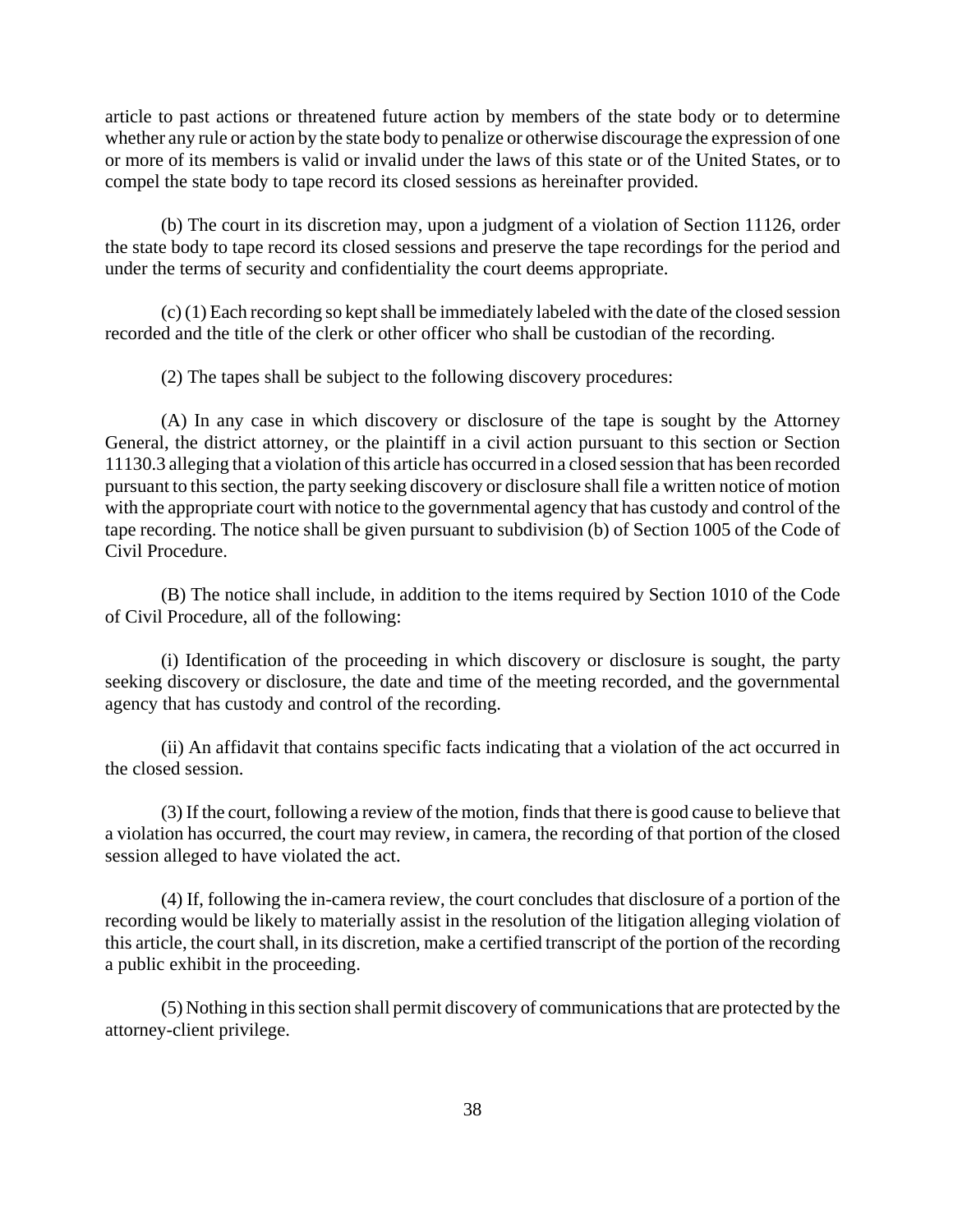article to past actions or threatened future action by members of the state body or to determine whether any rule or action by the state body to penalize or otherwise discourage the expression of one or more of its members is valid or invalid under the laws of this state or of the United States, or to compel the state body to tape record its closed sessions as hereinafter provided.

(b) The court in its discretion may, upon a judgment of a violation of Section 11126, order the state body to tape record its closed sessions and preserve the tape recordings for the period and under the terms of security and confidentiality the court deems appropriate.

(c) (1) Each recording so kept shall be immediately labeled with the date of the closed session recorded and the title of the clerk or other officer who shall be custodian of the recording.

(2) The tapes shall be subject to the following discovery procedures:

(A) In any case in which discovery or disclosure of the tape is sought by the Attorney General, the district attorney, or the plaintiff in a civil action pursuant to this section or Section 11130.3 alleging that a violation of this article has occurred in a closed session that has been recorded pursuant to this section, the party seeking discovery or disclosure shall file a written notice of motion with the appropriate court with notice to the governmental agency that has custody and control of the tape recording. The notice shall be given pursuant to subdivision (b) of Section 1005 of the Code of Civil Procedure.

(B) The notice shall include, in addition to the items required by Section 1010 of the Code of Civil Procedure, all of the following:

(i) Identification of the proceeding in which discovery or disclosure is sought, the party seeking discovery or disclosure, the date and time of the meeting recorded, and the governmental agency that has custody and control of the recording.

(ii) An affidavit that contains specific facts indicating that a violation of the act occurred in the closed session.

(3) If the court, following a review of the motion, finds that there is good cause to believe that a violation has occurred, the court may review, in camera, the recording of that portion of the closed session alleged to have violated the act.

(4) If, following the in-camera review, the court concludes that disclosure of a portion of the recording would be likely to materially assist in the resolution of the litigation alleging violation of this article, the court shall, in its discretion, make a certified transcript of the portion of the recording a public exhibit in the proceeding.

(5) Nothing in this section shall permit discovery of communications that are protected by the attorney-client privilege.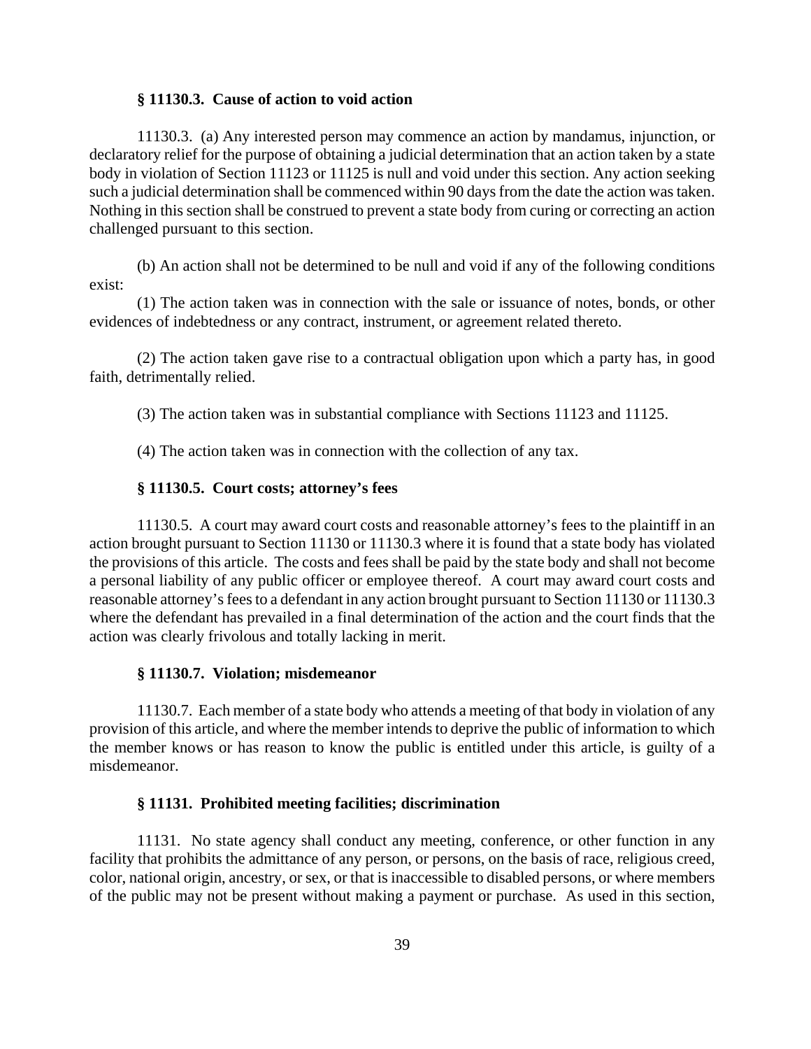### § 11130.3. Cause of action to void action

11130.3. (a) Any interested person may commence an action by mandamus, injunction, or declaratory relief for the purpose of obtaining a judicial determination that an action taken by a state body in violation of Section 11123 or 11125 is null and void under this section. Any action seeking such a judicial determination shall be commenced within 90 days from the date the action was taken. Nothing in this section shall be construed to prevent a state body from curing or correcting an action challenged pursuant to this section.

(b) An action shall not be determined to be null and void if any of the following conditions exist:

(1) The action taken was in connection with the sale or issuance of notes, bonds, or other evidences of indebtedness or any contract, instrument, or agreement related thereto.

(2) The action taken gave rise to a contractual obligation upon which a party has, in good faith, detrimentally relied.

(3) The action taken was in substantial compliance with Sections 11123 and 11125.

(4) The action taken was in connection with the collection of any tax.

### § 11130.5. Court costs; attorney's fees

11130.5. A court may award court costs and reasonable attorney's fees to the plaintiff in an action brought pursuant to Section 11130 or 11130.3 where it is found that a state body has violated the provisions of this article. The costs and fees shall be paid by the state body and shall not become a personal liability of any public officer or employee thereof. A court may award court costs and reasonable attorney's fees to a defendant in any action brought pursuant to Section 11130 or 11130.3 where the defendant has prevailed in a final determination of the action and the court finds that the action was clearly frivolous and totally lacking in merit.

### § 11130.7. Violation; misdemeanor

11130.7. Each member of a state body who attends a meeting of that body in violation of any provision of this article, and where the member intends to deprive the public of information to which the member knows or has reason to know the public is entitled under this article, is guilty of a misdemeanor.

### § 11131. Prohibited meeting facilities; discrimination

11131. No state agency shall conduct any meeting, conference, or other function in any facility that prohibits the admittance of any person, or persons, on the basis of race, religious creed, color, national origin, ancestry, or sex, or that is inaccessible to disabled persons, or where members of the public may not be present without making a payment or purchase. As used in this section,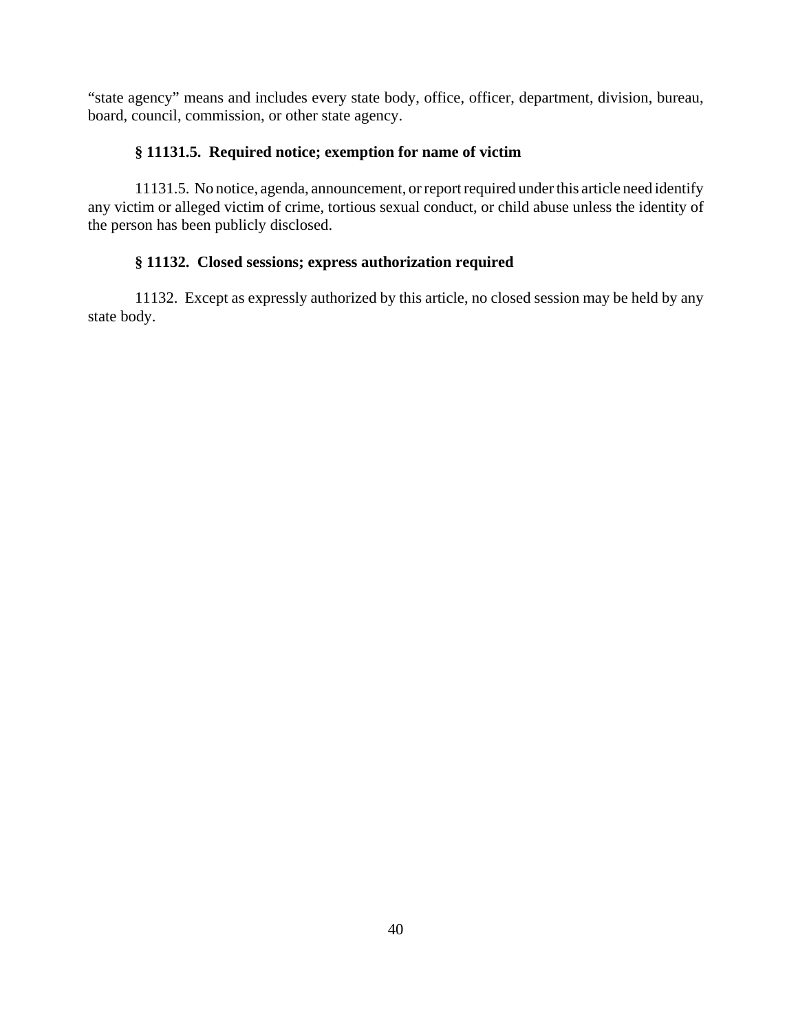"state agency" means and includes every state body, office, officer, department, division, bureau, board, council, commission, or other state agency.

### § 11131.5. Required notice; exemption for name of victim

11131.5. No notice, agenda, announcement, or report required under this article need identify any victim or alleged victim of crime, tortious sexual conduct, or child abuse unless the identity of the person has been publicly disclosed.

### § 11132. Closed sessions; express authorization required

11132. Except as expressly authorized by this article, no closed session may be held by any state body.